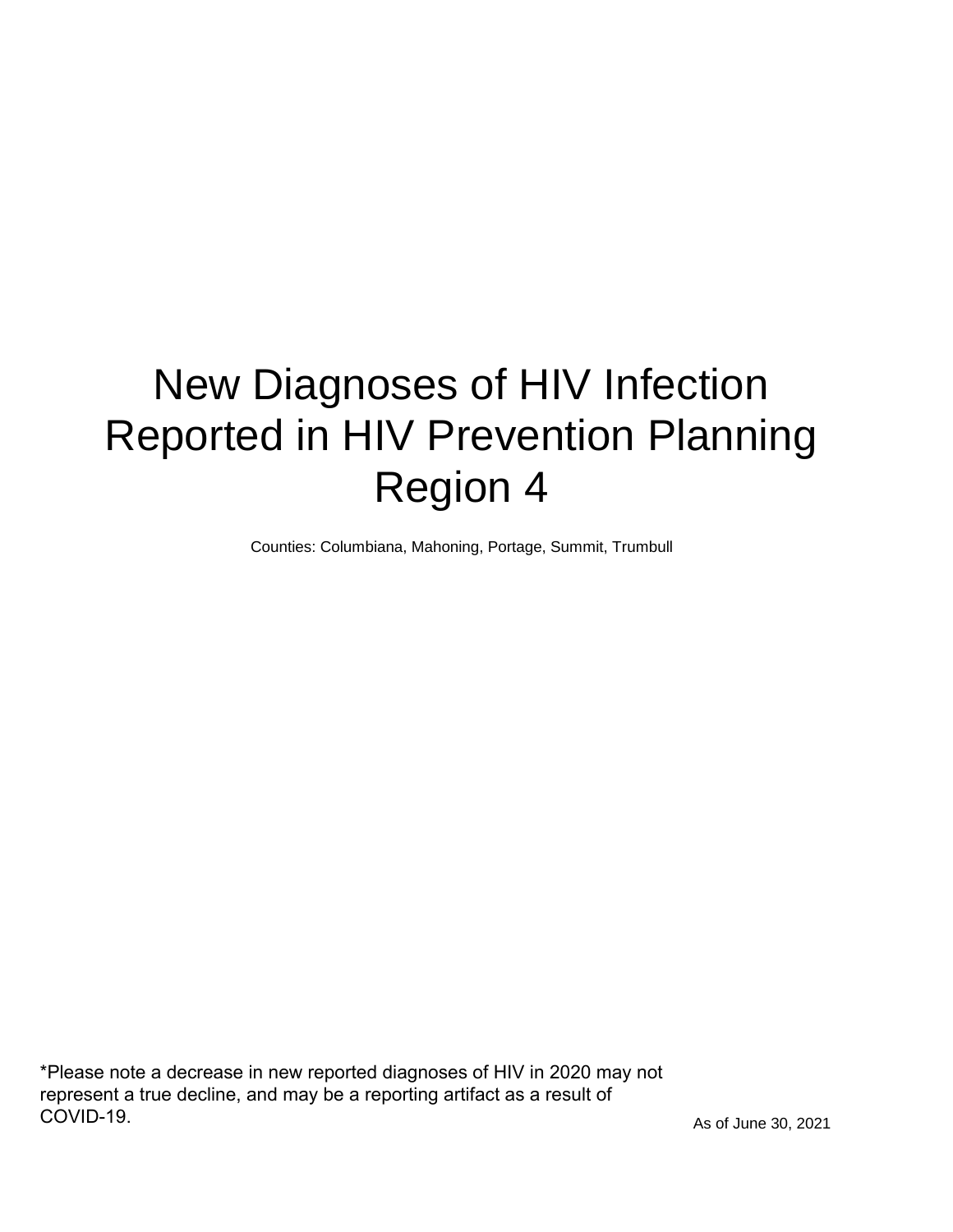# New Diagnoses of HIV Infection Reported in HIV Prevention Planning Region 4

Counties: Columbiana, Mahoning, Portage, Summit, Trumbull

*Please note a decrease in new reported diagnoses of HIV in 2020 may not represent a true decline, and may be a reporting artifact as a result of COVID-19.

As of June 30, 2021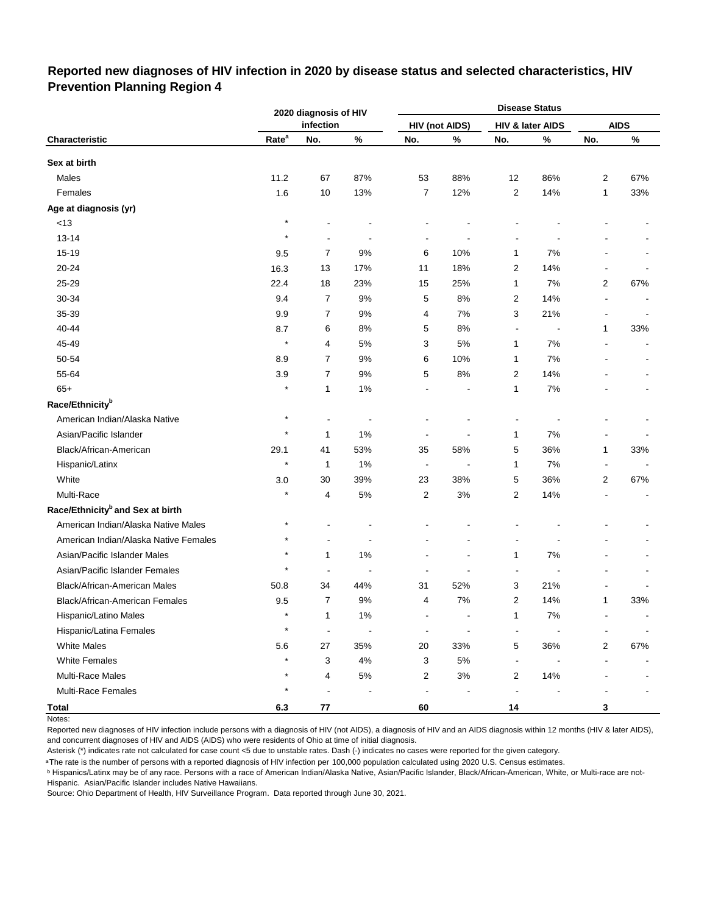## Reported new diagnoses of HIV infection in 2020 by disease status and selected characteristics, HIV Prevention Planning Region 4

| Characteristic | 2020 diagnosis of HIV infection | | | Disease Status | | | | | |
|---|---|---|---|---|---|---|---|---|---|
| | | | | HIV (not AIDS) | | HIV & later AIDS | | AIDS | |
| | Rate[a] | No. | % | No. | % | No. | % | No. | % |
| **Sex at birth** | | | | | | | | | |
| Males | 11.2 | 67 | 87% | 53 | 88% | 12 | 86% | 2 | 67% |
| Females | 1.6 | 10 | 13% | 7 | 12% | 2 | 14% | 1 | 33% |
| **Age at diagnosis (yr)** | | | | | | | | | |
| <13 | * | - | - | - | - | - | - | - | - |
| 13-14 | * | - | - | - | - | - | - | - | - |
| 15-19 | 9.5 | 7 | 9% | 6 | 10% | 1 | 7% | - | - |
| 20-24 | 16.3 | 13 | 17% | 11 | 18% | 2 | 14% | - | - |
| 25-29 | 22.4 | 18 | 23% | 15 | 25% | 1 | 7% | 2 | 67% |
| 30-34 | 9.4 | 7 | 9% | 5 | 8% | 2 | 14% | - | - |
| 35-39 | 9.9 | 7 | 9% | 4 | 7% | 3 | 21% | - | - |
| 40-44 | 8.7 | 6 | 8% | 5 | 8% | - | - | 1 | 33% |
| 45-49 | * | 4 | 5% | 3 | 5% | 1 | 7% | - | - |
| 50-54 | 8.9 | 7 | 9% | 6 | 10% | 1 | 7% | - | - |
| 55-64 | 3.9 | 7 | 9% | 5 | 8% | 2 | 14% | - | - |
| 65+ | * | 1 | 1% | - | - | 1 | 7% | - | - |
| **Race/Ethnicity[b]** | | | | | | | | | |
| American Indian/Alaska Native | * | - | - | - | - | - | - | - | - |
| Asian/Pacific Islander | * | 1 | 1% | - | - | 1 | 7% | - | - |
| Black/African-American | 29.1 | 41 | 53% | 35 | 58% | 5 | 36% | 1 | 33% |
| Hispanic/Latinx | * | 1 | 1% | - | - | 1 | 7% | - | - |
| White | 3.0 | 30 | 39% | 23 | 38% | 5 | 36% | 2 | 67% |
| Multi-Race | * | 4 | 5% | 2 | 3% | 2 | 14% | - | - |
| **Race/Ethnicity[b] and Sex at birth** | | | | | | | | | |
| American Indian/Alaska Native Males | * | - | - | - | - | - | - | - | - |
| American Indian/Alaska Native Females | * | - | - | - | - | - | - | - | - |
| Asian/Pacific Islander Males | * | 1 | 1% | - | - | 1 | 7% | - | - |
| Asian/Pacific Islander Females | * | - | - | - | - | - | - | - | - |
| Black/African-American Males | 50.8 | 34 | 44% | 31 | 52% | 3 | 21% | - | - |
| Black/African-American Females | 9.5 | 7 | 9% | 4 | 7% | 2 | 14% | 1 | 33% |
| Hispanic/Latino Males | * | 1 | 1% | - | - | 1 | 7% | - | - |
| Hispanic/Latina Females | * | - | - | - | - | - | - | - | - |
| White Males | 5.6 | 27 | 35% | 20 | 33% | 5 | 36% | 2 | 67% |
| White Females | * | 3 | 4% | 3 | 5% | - | - | - | - |
| Multi-Race Males | * | 4 | 5% | 2 | 3% | 2 | 14% | - | - |
| Multi-Race Females | * | - | - | - | - | - | - | - | - |
| **Total** | **6.3** | **77** | | **60** | | **14** | | **3** | |

Notes:

Reported new diagnoses of HIV infection include persons with a diagnosis of HIV (not AIDS), a diagnosis of HIV and an AIDS diagnosis within 12 months (HIV & later AIDS), and concurrent diagnoses of HIV and AIDS (AIDS) who were residents of Ohio at time of initial diagnosis.

Asterisk (*) indicates rate not calculated for case count <5 due to unstable rates. Dash (-) indicates no cases were reported for the given category.

[a] The rate is the number of persons with a reported diagnosis of HIV infection per 100,000 population calculated using 2020 U.S. Census estimates.

[b] Hispanics/Latinx may be of any race. Persons with a race of American Indian/Alaska Native, Asian/Pacific Islander, Black/African-American, White, or Multi-race are not-Hispanic. Asian/Pacific Islander includes Native Hawaiians.

Source: Ohio Department of Health, HIV Surveillance Program. Data reported through June 30, 2021.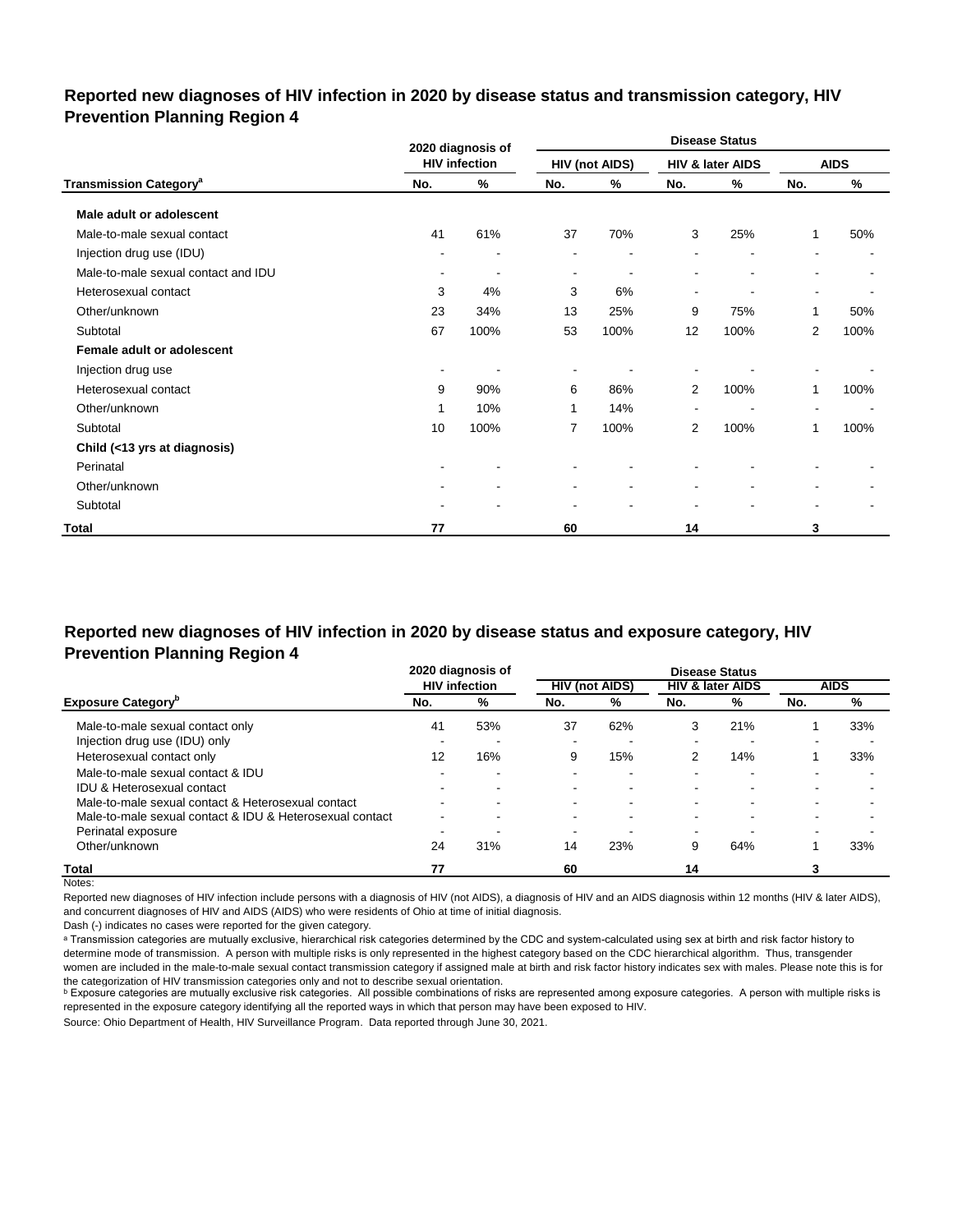## Reported new diagnoses of HIV infection in 2020 by disease status and transmission category, HIV Prevention Planning Region 4

| | 2020 diagnosis of HIV infection | | Disease Status | | | | | |
|---|---|---|---|---|---|---|---|---|
| | | | HIV (not AIDS) | | HIV & later AIDS | | AIDS | |
| Transmission Category[a] | No. | % | No. | % | No. | % | No. | % |
| **Male adult or adolescent** | | | | | | | | |
| Male-to-male sexual contact | 41 | 61% | 37 | 70% | 3 | 25% | 1 | 50% |
| Injection drug use (IDU) | - | - | - | - | - | - | - | - |
| Male-to-male sexual contact and IDU | - | - | - | - | - | - | - | - |
| Heterosexual contact | 3 | 4% | 3 | 6% | - | - | - | - |
| Other/unknown | 23 | 34% | 13 | 25% | 9 | 75% | 1 | 50% |
| Subtotal | 67 | 100% | 53 | 100% | 12 | 100% | 2 | 100% |
| **Female adult or adolescent** | | | | | | | | |
| Injection drug use | - | - | - | - | - | - | - | - |
| Heterosexual contact | 9 | 90% | 6 | 86% | 2 | 100% | 1 | 100% |
| Other/unknown | 1 | 10% | 1 | 14% | - | - | - | - |
| Subtotal | 10 | 100% | 7 | 100% | 2 | 100% | 1 | 100% |
| **Child (<13 yrs at diagnosis)** | | | | | | | | |
| Perinatal | - | - | - | - | - | - | - | - |
| Other/unknown | - | - | - | - | - | - | - | - |
| Subtotal | - | - | - | - | - | - | - | - |
| **Total** | **77** | | **60** | | **14** | | **3** | |

## Reported new diagnoses of HIV infection in 2020 by disease status and exposure category, HIV Prevention Planning Region 4

| | 2020 diagnosis of HIV infection | | Disease Status | | | | | |
|---|---|---|---|---|---|---|---|---|
| | | | HIV (not AIDS) | | HIV & later AIDS | | AIDS | |
| Exposure Category[b] | No. | % | No. | % | No. | % | No. | % |
| Male-to-male sexual contact only | 41 | 53% | 37 | 62% | 3 | 21% | 1 | 33% |
| Injection drug use (IDU) only | - | - | - | - | - | - | - | - |
| Heterosexual contact only | 12 | 16% | 9 | 15% | 2 | 14% | 1 | 33% |
| Male-to-male sexual contact & IDU | - | - | - | - | - | - | - | - |
| IDU & Heterosexual contact | - | - | - | - | - | - | - | - |
| Male-to-male sexual contact & Heterosexual contact | - | - | - | - | - | - | - | - |
| Male-to-male sexual contact & IDU & Heterosexual contact | - | - | - | - | - | - | - | - |
| Perinatal exposure | - | - | - | - | - | - | - | - |
| Other/unknown | 24 | 31% | 14 | 23% | 9 | 64% | 1 | 33% |
| **Total** | **77** | | **60** | | **14** | | **3** | |

Notes:

Reported new diagnoses of HIV infection include persons with a diagnosis of HIV (not AIDS), a diagnosis of HIV and an AIDS diagnosis within 12 months (HIV & later AIDS), and concurrent diagnoses of HIV and AIDS (AIDS) who were residents of Ohio at time of initial diagnosis.

Dash (-) indicates no cases were reported for the given category.

[a] Transmission categories are mutually exclusive, hierarchical risk categories determined by the CDC and system-calculated using sex at birth and risk factor history to determine mode of transmission. A person with multiple risks is only represented in the highest category based on the CDC hierarchical algorithm. Thus, transgender women are included in the male-to-male sexual contact transmission category if assigned male at birth and risk factor history indicates sex with males. Please note this is for the categorization of HIV transmission categories only and not to describe sexual orientation.

[b] Exposure categories are mutually exclusive risk categories. All possible combinations of risks are represented among exposure categories. A person with multiple risks is represented in the exposure category identifying all the reported ways in which that person may have been exposed to HIV.

Source: Ohio Department of Health, HIV Surveillance Program. Data reported through June 30, 2021.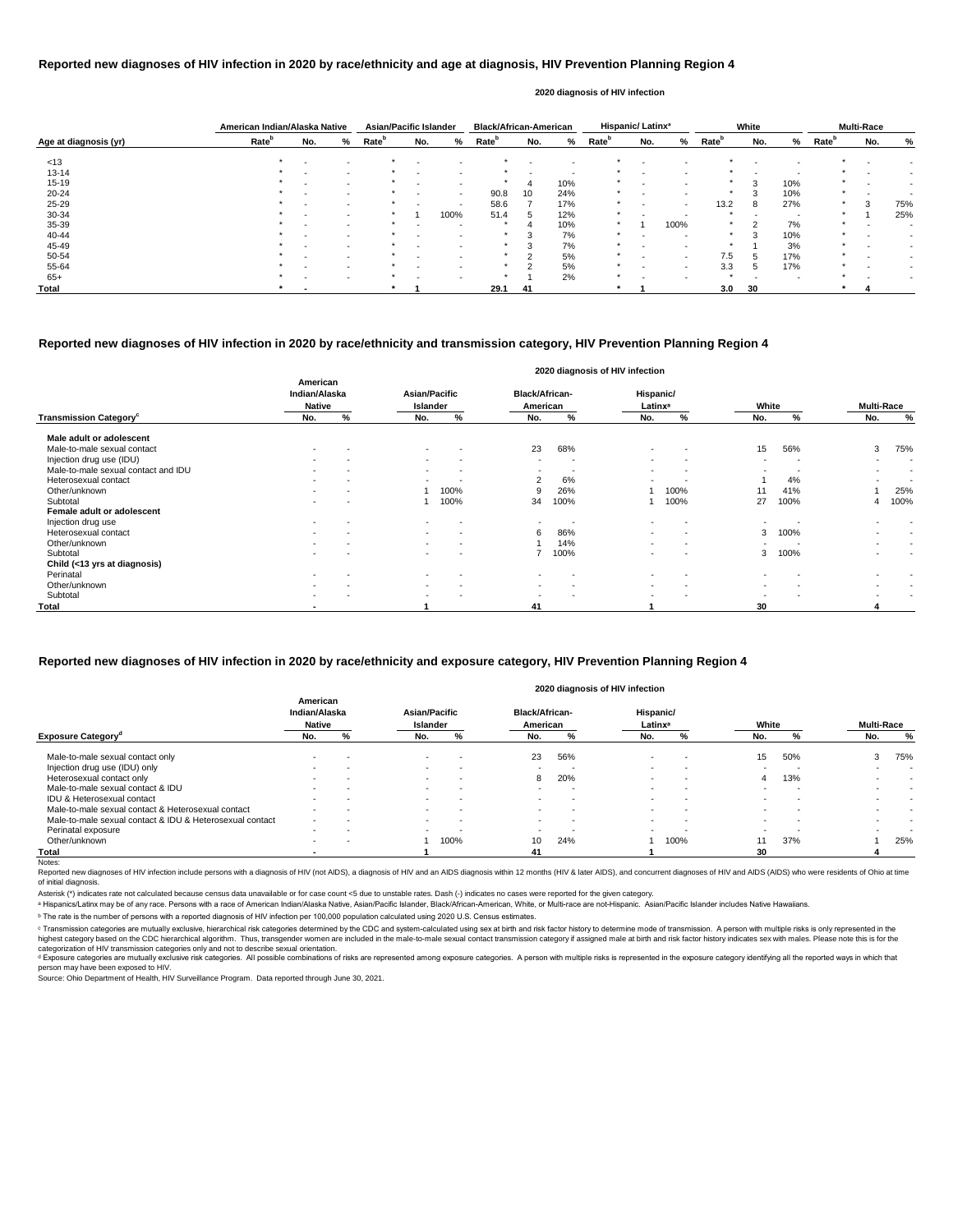## Reported new diagnoses of HIV infection in 2020 by race/ethnicity and age at diagnosis, HIV Prevention Planning Region 4

2020 diagnosis of HIV infection

| Age at diagnosis (yr) | American Indian/Alaska Native | | | Asian/Pacific Islander | | | Black/African-American | | | Hispanic/ Latinx[a] | | | White | | | Multi-Race | | |
|---|---|---|---|---|---|---|---|---|---|---|---|---|---|---|---|---|---|---|
| | Rate[b] | No. | % | Rate[b] | No. | % | Rate[b] | No. | % | Rate[b] | No. | % | Rate[b] | No. | % | Rate[b] | No. | % |
| <13 | * | - | - | * | - | - | * | - | - | * | - | - | * | - | - | * | - | - |
| 13-14 | * | - | - | * | - | - | * | - | - | * | - | - | * | - | - | * | - | - |
| 15-19 | * | - | - | * | - | - | * | 4 | 10% | * | - | - | * | 3 | 10% | * | - | - |
| 20-24 | * | - | - | * | - | - | 90.8 | 10 | 24% | * | - | - | * | 3 | 10% | * | - | - |
| 25-29 | * | - | - | * | - | - | 58.6 | 7 | 17% | * | - | - | 13.2 | 8 | 27% | * | 3 | 75% |
| 30-34 | * | - | - | * | 1 | 100% | 51.4 | 5 | 12% | * | - | - | * | - | - | * | 1 | 25% |
| 35-39 | * | - | - | * | - | - | * | 4 | 10% | * | 1 | 100% | * | 2 | 7% | * | - | - |
| 40-44 | * | - | - | * | - | - | * | 3 | 7% | * | - | - | * | 3 | 10% | * | - | - |
| 45-49 | * | - | - | * | - | - | * | 3 | 7% | * | - | - | * | 1 | 3% | * | - | - |
| 50-54 | * | - | - | * | - | - | * | 2 | 5% | * | - | - | 7.5 | 5 | 17% | * | - | - |
| 55-64 | * | - | - | * | - | - | * | 2 | 5% | * | - | - | 3.3 | 5 | 17% | * | - | - |
| 65+ | * | - | - | * | - | - | * | 1 | 2% | * | - | - | * | - | - | * | - | - |
| **Total** | * | - | | * | 1 | | 29.1 | 41 | | * | 1 | | 3.0 | 30 | | * | 4 | |

## Reported new diagnoses of HIV infection in 2020 by race/ethnicity and transmission category, HIV Prevention Planning Region 4

2020 diagnosis of HIV infection

| Transmission Category[c] | American Indian/Alaska Native | | Asian/Pacific Islander | | Black/African-American | | Hispanic/ Latinx[a] | | White | | Multi-Race | |
|---|---|---|---|---|---|---|---|---|---|---|---|---|
| | No. | % | No. | % | No. | % | No. | % | No. | % | No. | % |
| **Male adult or adolescent** | | | | | | | | | | | | |
| Male-to-male sexual contact | - | - | - | - | 23 | 68% | - | - | 15 | 56% | 3 | 75% |
| Injection drug use (IDU) | - | - | - | - | - | - | - | - | - | - | - | - |
| Male-to-male sexual contact and IDU | - | - | - | - | - | - | - | - | - | - | - | - |
| Heterosexual contact | - | - | - | - | 2 | 6% | - | - | 1 | 4% | - | - |
| Other/unknown | - | - | 1 | 100% | 9 | 26% | 1 | 100% | 11 | 41% | 1 | 25% |
| Subtotal | - | - | 1 | 100% | 34 | 100% | 1 | 100% | 27 | 100% | 4 | 100% |
| **Female adult or adolescent** | | | | | | | | | | | | |
| Injection drug use | - | - | - | - | - | - | - | - | - | - | - | - |
| Heterosexual contact | - | - | - | - | 6 | 86% | - | - | 3 | 100% | - | - |
| Other/unknown | - | - | - | - | 1 | 14% | - | - | - | - | - | - |
| Subtotal | - | - | - | - | 7 | 100% | - | - | 3 | 100% | - | - |
| **Child (<13 yrs at diagnosis)** | | | | | | | | | | | | |
| Perinatal | - | - | - | - | - | - | - | - | - | - | - | - |
| Other/unknown | - | - | - | - | - | - | - | - | - | - | - | - |
| Subtotal | - | - | - | - | - | - | - | - | - | - | - | - |
| **Total** | - | | 1 | | 41 | | 1 | | 30 | | 4 | |

## Reported new diagnoses of HIV infection in 2020 by race/ethnicity and exposure category, HIV Prevention Planning Region 4

2020 diagnosis of HIV infection

| Exposure Category[d] | American Indian/Alaska Native | | Asian/Pacific Islander | | Black/African-American | | Hispanic/ Latinx[a] | | White | | Multi-Race | |
|---|---|---|---|---|---|---|---|---|---|---|---|---|
| | No. | % | No. | % | No. | % | No. | % | No. | % | No. | % |
| Male-to-male sexual contact only | - | - | - | - | 23 | 56% | - | - | 15 | 50% | 3 | 75% |
| Injection drug use (IDU) only | - | - | - | - | - | - | - | - | - | - | - | - |
| Heterosexual contact only | - | - | - | - | 8 | 20% | - | - | 4 | 13% | - | - |
| Male-to-male sexual contact & IDU | - | - | - | - | - | - | - | - | - | - | - | - |
| IDU & Heterosexual contact | - | - | - | - | - | - | - | - | - | - | - | - |
| Male-to-male sexual contact & Heterosexual contact | - | - | - | - | - | - | - | - | - | - | - | - |
| Male-to-male sexual contact & IDU & Heterosexual contact | - | - | - | - | - | - | - | - | - | - | - | - |
| Perinatal exposure | - | - | - | - | - | - | - | - | - | - | - | - |
| Other/unknown | - | - | 1 | 100% | 10 | 24% | 1 | 100% | 11 | 37% | 1 | 25% |
| **Total** | - | | 1 | | 41 | | 1 | | 30 | | 4 | |

Notes:

Reported new diagnoses of HIV infection include persons with a diagnosis of HIV (not AIDS), a diagnosis of HIV and an AIDS diagnosis within 12 months (HIV & later AIDS), and concurrent diagnoses of HIV and AIDS (AIDS) who were residents of Ohio at time of initial diagnosis.

Asterisk (*) indicates rate not calculated because census data unavailable or for case count <5 due to unstable rates. Dash (-) indicates no cases were reported for the given category.

[a] Hispanics/Latinx may be of any race. Persons with a race of American Indian/Alaska Native, Asian/Pacific Islander, Black/African-American, White, or Multi-race are not-Hispanic. Asian/Pacific Islander includes Native Hawaiians.

[b] The rate is the number of persons with a reported diagnosis of HIV infection per 100,000 population calculated using 2020 U.S. Census estimates.

[c] Transmission categories are mutually exclusive, hierarchical risk categories determined by the CDC and system-calculated using sex at birth and risk factor history to determine mode of transmission. A person with multiple risks is only represented in the highest category based on the CDC hierarchical algorithm. Thus, transgender women are included in the male-to-male sexual contact transmission category if assigned male at birth and risk factor history indicates sex with males. Please note this is for the categorization of HIV transmission categories only and not to describe sexual orientation.

[d] Exposure categories are mutually exclusive risk categories. All possible combinations of risks are represented among exposure categories. A person with multiple risks is represented in the exposure category identifying all the reported ways in which that person may have been exposed to HIV.

Source: Ohio Department of Health, HIV Surveillance Program. Data reported through June 30, 2021.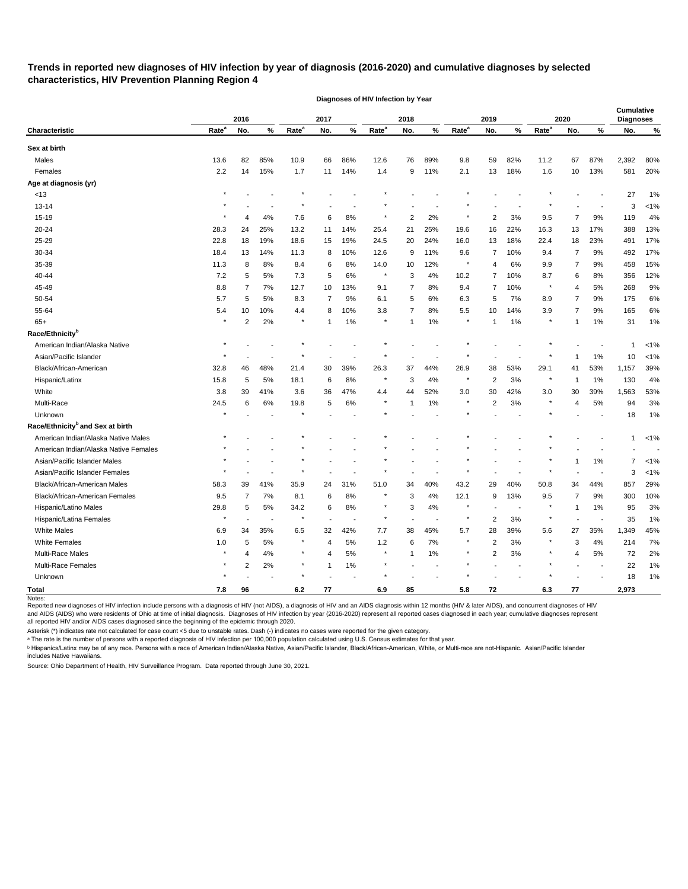**Trends in reported new diagnoses of HIV infection by year of diagnosis (2016-2020) and cumulative diagnoses by selected characteristics, HIV Prevention Planning Region 4**

| | Diagnoses of HIV Infection by Year | | | | | | | | | | | | | | | Cumulative Diagnoses | |
|---|---|---|---|---|---|---|---|---|---|---|---|---|---|---|---|---|---|
| | 2016 | | | 2017 | | | 2018 | | | 2019 | | | 2020 | | | | |
| **Characteristic** | **Rate[a]** | **No.** | **%** | **Rate[a]** | **No.** | **%** | **Rate[a]** | **No.** | **%** | **Rate[a]** | **No.** | **%** | **Rate[a]** | **No.** | **%** | **No.** | **%** |
| **Sex at birth** | | | | | | | | | | | | | | | | | |
| Males | 13.6 | 82 | 85% | 10.9 | 66 | 86% | 12.6 | 76 | 89% | 9.8 | 59 | 82% | 11.2 | 67 | 87% | 2,392 | 80% |
| Females | 2.2 | 14 | 15% | 1.7 | 11 | 14% | 1.4 | 9 | 11% | 2.1 | 13 | 18% | 1.6 | 10 | 13% | 581 | 20% |
| **Age at diagnosis (yr)** | | | | | | | | | | | | | | | | | |
| <13 | * | - | - | * | - | - | * | - | - | * | - | - | * | - | - | 27 | 1% |
| 13-14 | * | - | - | * | - | - | * | - | - | * | - | - | * | - | - | 3 | <1% |
| 15-19 | * | 4 | 4% | 7.6 | 6 | 8% | * | 2 | 2% | * | 2 | 3% | 9.5 | 7 | 9% | 119 | 4% |
| 20-24 | 28.3 | 24 | 25% | 13.2 | 11 | 14% | 25.4 | 21 | 25% | 19.6 | 16 | 22% | 16.3 | 13 | 17% | 388 | 13% |
| 25-29 | 22.8 | 18 | 19% | 18.6 | 15 | 19% | 24.5 | 20 | 24% | 16.0 | 13 | 18% | 22.4 | 18 | 23% | 491 | 17% |
| 30-34 | 18.4 | 13 | 14% | 11.3 | 8 | 10% | 12.6 | 9 | 11% | 9.6 | 7 | 10% | 9.4 | 7 | 9% | 492 | 17% |
| 35-39 | 11.3 | 8 | 8% | 8.4 | 6 | 8% | 14.0 | 10 | 12% | * | 4 | 6% | 9.9 | 7 | 9% | 458 | 15% |
| 40-44 | 7.2 | 5 | 5% | 7.3 | 5 | 6% | * | 3 | 4% | 10.2 | 7 | 10% | 8.7 | 6 | 8% | 356 | 12% |
| 45-49 | 8.8 | 7 | 7% | 12.7 | 10 | 13% | 9.1 | 7 | 8% | 9.4 | 7 | 10% | * | 4 | 5% | 268 | 9% |
| 50-54 | 5.7 | 5 | 5% | 8.3 | 7 | 9% | 6.1 | 5 | 6% | 6.3 | 5 | 7% | 8.9 | 7 | 9% | 175 | 6% |
| 55-64 | 5.4 | 10 | 10% | 4.4 | 8 | 10% | 3.8 | 7 | 8% | 5.5 | 10 | 14% | 3.9 | 7 | 9% | 165 | 6% |
| 65+ | * | 2 | 2% | * | 1 | 1% | * | 1 | 1% | * | 1 | 1% | * | 1 | 1% | 31 | 1% |
| **Race/Ethnicity[b]** | | | | | | | | | | | | | | | | | |
| American Indian/Alaska Native | * | - | - | * | - | - | * | - | - | * | - | - | * | - | - | 1 | <1% |
| Asian/Pacific Islander | * | - | - | * | - | - | * | - | - | * | - | - | * | 1 | 1% | 10 | <1% |
| Black/African-American | 32.8 | 46 | 48% | 21.4 | 30 | 39% | 26.3 | 37 | 44% | 26.9 | 38 | 53% | 29.1 | 41 | 53% | 1,157 | 39% |
| Hispanic/Latinx | 15.8 | 5 | 5% | 18.1 | 6 | 8% | * | 3 | 4% | * | 2 | 3% | * | 1 | 1% | 130 | 4% |
| White | 3.8 | 39 | 41% | 3.6 | 36 | 47% | 4.4 | 44 | 52% | 3.0 | 30 | 42% | 3.0 | 30 | 39% | 1,563 | 53% |
| Multi-Race | 24.5 | 6 | 6% | 19.8 | 5 | 6% | * | 1 | 1% | * | 2 | 3% | * | 4 | 5% | 94 | 3% |
| Unknown | * | - | - | * | - | - | * | - | - | * | - | - | * | - | - | 18 | 1% |
| **Race/Ethnicity[b] and Sex at birth** | | | | | | | | | | | | | | | | | |
| American Indian/Alaska Native Males | * | - | - | * | - | - | * | - | - | * | - | - | * | - | - | 1 | <1% |
| American Indian/Alaska Native Females | * | - | - | * | - | - | * | - | - | * | - | - | * | - | - | - | - |
| Asian/Pacific Islander Males | * | - | - | * | - | - | * | - | - | * | - | - | * | 1 | 1% | 7 | <1% |
| Asian/Pacific Islander Females | * | - | - | * | - | - | * | - | - | * | - | - | * | - | - | 3 | <1% |
| Black/African-American Males | 58.3 | 39 | 41% | 35.9 | 24 | 31% | 51.0 | 34 | 40% | 43.2 | 29 | 40% | 50.8 | 34 | 44% | 857 | 29% |
| Black/African-American Females | 9.5 | 7 | 7% | 8.1 | 6 | 8% | * | 3 | 4% | 12.1 | 9 | 13% | 9.5 | 7 | 9% | 300 | 10% |
| Hispanic/Latino Males | 29.8 | 5 | 5% | 34.2 | 6 | 8% | * | 3 | 4% | * | - | - | * | 1 | 1% | 95 | 3% |
| Hispanic/Latina Females | * | - | - | * | - | - | * | - | - | * | 2 | 3% | * | - | - | 35 | 1% |
| White Males | 6.9 | 34 | 35% | 6.5 | 32 | 42% | 7.7 | 38 | 45% | 5.7 | 28 | 39% | 5.6 | 27 | 35% | 1,349 | 45% |
| White Females | 1.0 | 5 | 5% | * | 4 | 5% | 1.2 | 6 | 7% | * | 2 | 3% | * | 3 | 4% | 214 | 7% |
| Multi-Race Males | * | 4 | 4% | * | 4 | 5% | * | 1 | 1% | * | 2 | 3% | * | 4 | 5% | 72 | 2% |
| Multi-Race Females | * | 2 | 2% | * | 1 | 1% | * | - | - | * | - | - | * | - | - | 22 | 1% |
| Unknown | * | - | - | * | - | - | * | - | - | * | - | - | * | - | - | 18 | 1% |
| **Total** | **7.8** | **96** | | **6.2** | **77** | | **6.9** | **85** | | **5.8** | **72** | | **6.3** | **77** | | **2,973** | |

Notes:
Reported new diagnoses of HIV infection include persons with a diagnosis of HIV (not AIDS), a diagnosis of HIV and an AIDS diagnosis within 12 months (HIV & later AIDS), and concurrent diagnoses of HIV and AIDS (AIDS) who were residents of Ohio at time of initial diagnosis. Diagnoses of HIV infection by year (2016-2020) represent all reported cases diagnosed in each year; cumulative diagnoses represent all reported HIV and/or AIDS cases diagnosed since the beginning of the epidemic through 2020.

Asterisk (*) indicates rate not calculated for case count <5 due to unstable rates. Dash (-) indicates no cases were reported for the given category.

[a] The rate is the number of persons with a reported diagnosis of HIV infection per 100,000 population calculated using U.S. Census estimates for that year.

[b] Hispanics/Latinx may be of any race. Persons with a race of American Indian/Alaska Native, Asian/Pacific Islander, Black/African-American, White, or Multi-race are not-Hispanic. Asian/Pacific Islander includes Native Hawaiians.

Source: Ohio Department of Health, HIV Surveillance Program. Data reported through June 30, 2021.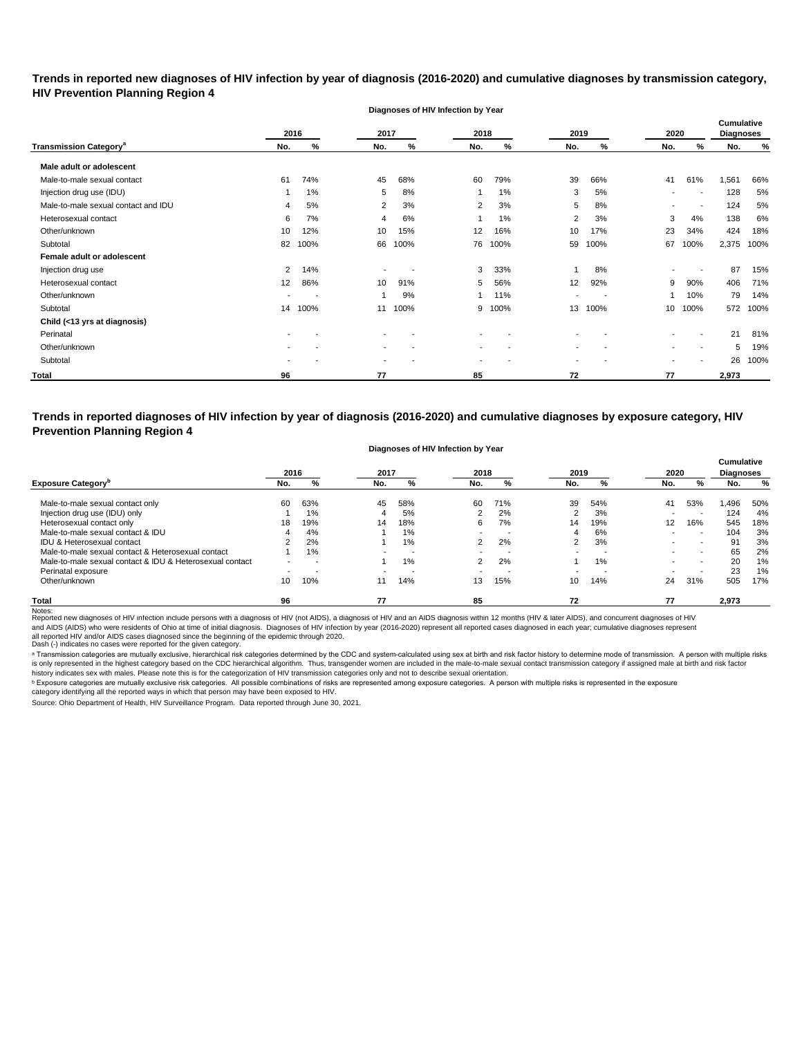**Trends in reported new diagnoses of HIV infection by year of diagnosis (2016-2020) and cumulative diagnoses by transmission category, HIV Prevention Planning Region 4**

| | Diagnoses of HIV Infection by Year | | | | | | | | | | Cumulative Diagnoses | |
|---|---|---|---|---|---|---|---|---|---|---|---|---|
| | 2016 | | 2017 | | 2018 | | 2019 | | 2020 | | | |
| **Transmission Category[a]** | **No.** | **%** | **No.** | **%** | **No.** | **%** | **No.** | **%** | **No.** | **%** | **No.** | **%** |
| **Male adult or adolescent** | | | | | | | | | | | | |
| Male-to-male sexual contact | 61 | 74% | 45 | 68% | 60 | 79% | 39 | 66% | 41 | 61% | 1,561 | 66% |
| Injection drug use (IDU) | 1 | 1% | 5 | 8% | 1 | 1% | 3 | 5% | - | - | 128 | 5% |
| Male-to-male sexual contact and IDU | 4 | 5% | 2 | 3% | 2 | 3% | 5 | 8% | - | - | 124 | 5% |
| Heterosexual contact | 6 | 7% | 4 | 6% | 1 | 1% | 2 | 3% | 3 | 4% | 138 | 6% |
| Other/unknown | 10 | 12% | 10 | 15% | 12 | 16% | 10 | 17% | 23 | 34% | 424 | 18% |
| Subtotal | 82 | 100% | 66 | 100% | 76 | 100% | 59 | 100% | 67 | 100% | 2,375 | 100% |
| **Female adult or adolescent** | | | | | | | | | | | | |
| Injection drug use | 2 | 14% | - | - | 3 | 33% | 1 | 8% | - | - | 87 | 15% |
| Heterosexual contact | 12 | 86% | 10 | 91% | 5 | 56% | 12 | 92% | 9 | 90% | 406 | 71% |
| Other/unknown | - | - | 1 | 9% | 1 | 11% | - | - | 1 | 10% | 79 | 14% |
| Subtotal | 14 | 100% | 11 | 100% | 9 | 100% | 13 | 100% | 10 | 100% | 572 | 100% |
| **Child (<13 yrs at diagnosis)** | | | | | | | | | | | | |
| Perinatal | - | - | - | - | - | - | - | - | - | - | 21 | 81% |
| Other/unknown | - | - | - | - | - | - | - | - | - | - | 5 | 19% |
| Subtotal | - | - | - | - | - | - | - | - | - | - | 26 | 100% |
| **Total** | **96** | | **77** | | **85** | | **72** | | **77** | | **2,973** | |

**Trends in reported diagnoses of HIV infection by year of diagnosis (2016-2020) and cumulative diagnoses by exposure category, HIV Prevention Planning Region 4**

| | Diagnoses of HIV Infection by Year | | | | | | | | | | Cumulative Diagnoses | |
|---|---|---|---|---|---|---|---|---|---|---|---|---|
| | 2016 | | 2017 | | 2018 | | 2019 | | 2020 | | | |
| **Exposure Category[b]** | **No.** | **%** | **No.** | **%** | **No.** | **%** | **No.** | **%** | **No.** | **%** | **No.** | **%** |
| Male-to-male sexual contact only | 60 | 63% | 45 | 58% | 60 | 71% | 39 | 54% | 41 | 53% | 1,496 | 50% |
| Injection drug use (IDU) only | 1 | 1% | 4 | 5% | 2 | 2% | 2 | 3% | - | - | 124 | 4% |
| Heterosexual contact only | 18 | 19% | 14 | 18% | 6 | 7% | 14 | 19% | 12 | 16% | 545 | 18% |
| Male-to-male sexual contact & IDU | 4 | 4% | 1 | 1% | - | - | 4 | 6% | - | - | 104 | 3% |
| IDU & Heterosexual contact | 2 | 2% | 1 | 1% | 2 | 2% | 2 | 3% | - | - | 91 | 3% |
| Male-to-male sexual contact & Heterosexual contact | 1 | 1% | - | - | - | - | - | - | - | - | 65 | 2% |
| Male-to-male sexual contact & IDU & Heterosexual contact | - | - | 1 | 1% | 2 | 2% | 1 | 1% | - | - | 20 | 1% |
| Perinatal exposure | - | - | - | - | - | - | - | - | - | - | 23 | 1% |
| Other/unknown | 10 | 10% | 11 | 14% | 13 | 15% | 10 | 14% | 24 | 31% | 505 | 17% |
| **Total** | **96** | | **77** | | **85** | | **72** | | **77** | | **2,973** | |

Notes:
Reported new diagnoses of HIV infection include persons with a diagnosis of HIV (not AIDS), a diagnosis of HIV and an AIDS diagnosis within 12 months (HIV & later AIDS), and concurrent diagnoses of HIV and AIDS (AIDS) who were residents of Ohio at time of initial diagnosis. Diagnoses of HIV infection by year (2016-2020) represent all reported cases diagnosed in each year; cumulative diagnoses represent all reported HIV and/or AIDS cases diagnosed since the beginning of the epidemic through 2020.
Dash (-) indicates no cases were reported for the given category.

[a] Transmission categories are mutually exclusive, hierarchical risk categories determined by the CDC and system-calculated using sex at birth and risk factor history to determine mode of transmission. A person with multiple risks is only represented in the highest category based on the CDC hierarchical algorithm. Thus, transgender women are included in the male-to-male sexual contact transmission category if assigned male at birth and risk factor history indicates sex with males. Please note this is for the categorization of HIV transmission categories only and not to describe sexual orientation.

[b] Exposure categories are mutually exclusive risk categories. All possible combinations of risks are represented among exposure categories. A person with multiple risks is represented in the exposure category identifying all the reported ways in which that person may have been exposed to HIV.

Source: Ohio Department of Health, HIV Surveillance Program. Data reported through June 30, 2021.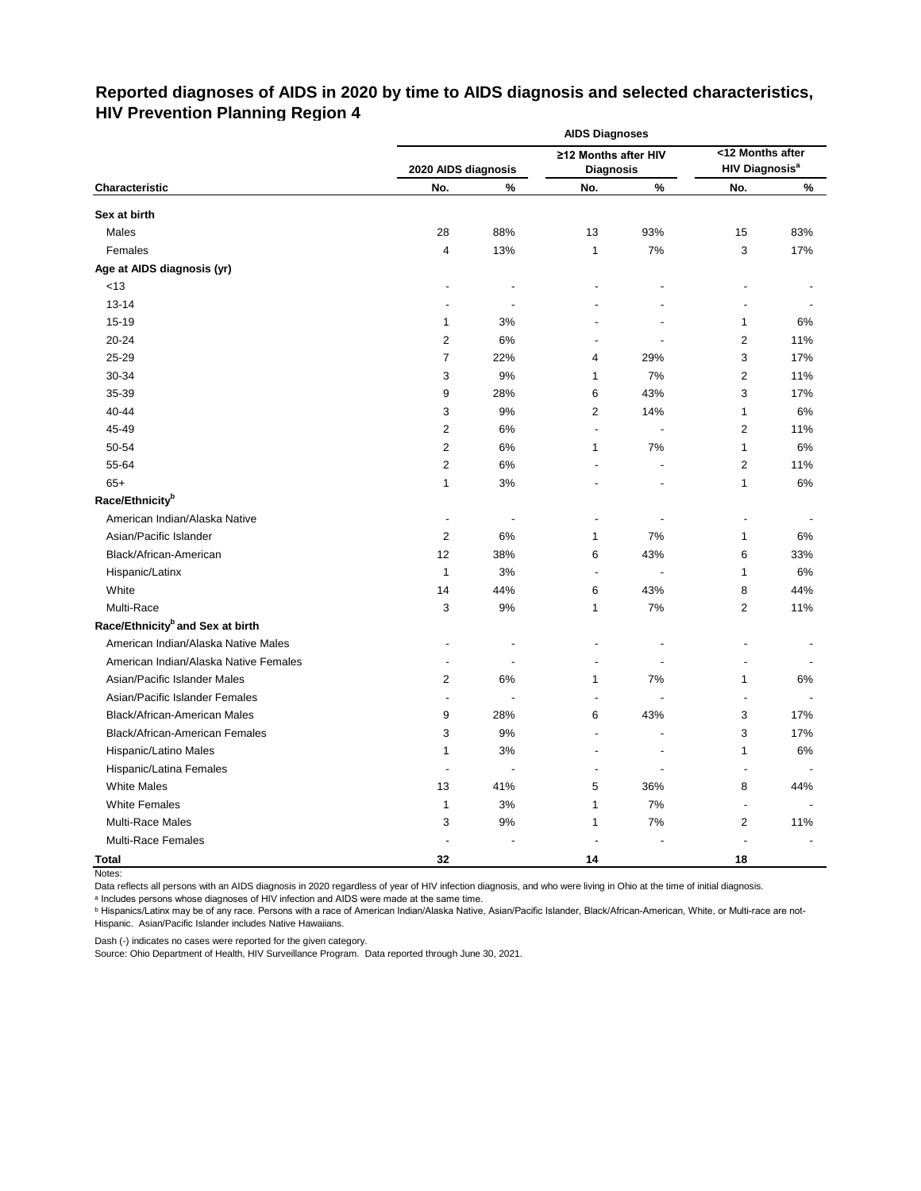# Reported diagnoses of AIDS in 2020 by time to AIDS diagnosis and selected characteristics, HIV Prevention Planning Region 4

| | AIDS Diagnoses | | | | | |
|---|---|---|---|---|---|---|
| | 2020 AIDS diagnosis | | ≥12 Months after HIV Diagnosis | | <12 Months after HIV Diagnosis[a] | |
| Characteristic | No. | % | No. | % | No. | % |
| **Sex at birth** | | | | | | |
| Males | 28 | 88% | 13 | 93% | 15 | 83% |
| Females | 4 | 13% | 1 | 7% | 3 | 17% |
| **Age at AIDS diagnosis (yr)** | | | | | | |
| <13 | - | - | - | - | - | - |
| 13-14 | - | - | - | - | - | - |
| 15-19 | 1 | 3% | - | - | 1 | 6% |
| 20-24 | 2 | 6% | - | - | 2 | 11% |
| 25-29 | 7 | 22% | 4 | 29% | 3 | 17% |
| 30-34 | 3 | 9% | 1 | 7% | 2 | 11% |
| 35-39 | 9 | 28% | 6 | 43% | 3 | 17% |
| 40-44 | 3 | 9% | 2 | 14% | 1 | 6% |
| 45-49 | 2 | 6% | - | - | 2 | 11% |
| 50-54 | 2 | 6% | 1 | 7% | 1 | 6% |
| 55-64 | 2 | 6% | - | - | 2 | 11% |
| 65+ | 1 | 3% | - | - | 1 | 6% |
| **Race/Ethnicity[b]** | | | | | | |
| American Indian/Alaska Native | - | - | - | - | - | - |
| Asian/Pacific Islander | 2 | 6% | 1 | 7% | 1 | 6% |
| Black/African-American | 12 | 38% | 6 | 43% | 6 | 33% |
| Hispanic/Latinx | 1 | 3% | - | - | 1 | 6% |
| White | 14 | 44% | 6 | 43% | 8 | 44% |
| Multi-Race | 3 | 9% | 1 | 7% | 2 | 11% |
| **Race/Ethnicity[b] and Sex at birth** | | | | | | |
| American Indian/Alaska Native Males | - | - | - | - | - | - |
| American Indian/Alaska Native Females | - | - | - | - | - | - |
| Asian/Pacific Islander Males | 2 | 6% | 1 | 7% | 1 | 6% |
| Asian/Pacific Islander Females | - | - | - | - | - | - |
| Black/African-American Males | 9 | 28% | 6 | 43% | 3 | 17% |
| Black/African-American Females | 3 | 9% | - | - | 3 | 17% |
| Hispanic/Latino Males | 1 | 3% | - | - | 1 | 6% |
| Hispanic/Latina Females | - | - | - | - | - | - |
| White Males | 13 | 41% | 5 | 36% | 8 | 44% |
| White Females | 1 | 3% | 1 | 7% | - | - |
| Multi-Race Males | 3 | 9% | 1 | 7% | 2 | 11% |
| Multi-Race Females | - | - | - | - | - | - |
| **Total** | **32** | | **14** | | **18** | |

Notes:

Data reflects all persons with an AIDS diagnosis in 2020 regardless of year of HIV infection diagnosis, and who were living in Ohio at the time of initial diagnosis.

[a] Includes persons whose diagnoses of HIV infection and AIDS were made at the same time.

[b] Hispanics/Latinx may be of any race. Persons with a race of American Indian/Alaska Native, Asian/Pacific Islander, Black/African-American, White, or Multi-race are not-Hispanic. Asian/Pacific Islander includes Native Hawaiians.

Dash (-) indicates no cases were reported for the given category.

Source: Ohio Department of Health, HIV Surveillance Program. Data reported through June 30, 2021.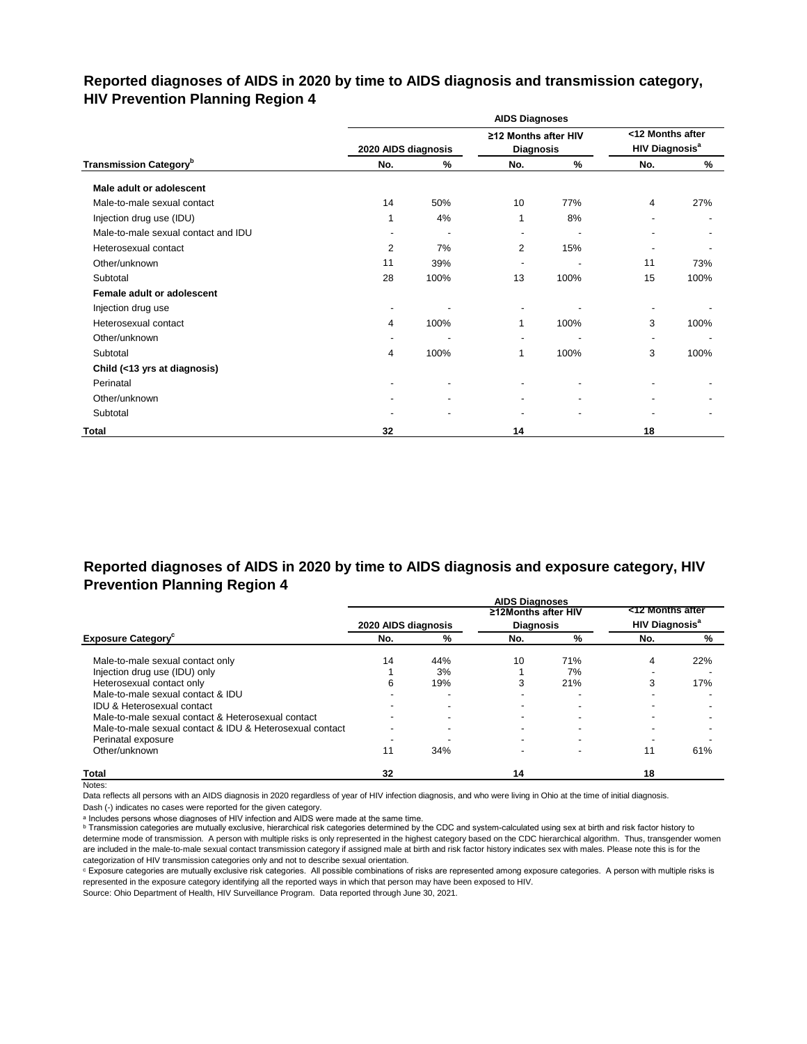## Reported diagnoses of AIDS in 2020 by time to AIDS diagnosis and transmission category, HIV Prevention Planning Region 4

| | AIDS Diagnoses | | | | | |
|---|---|---|---|---|---|---|
| | 2020 AIDS diagnosis | | ≥12 Months after HIV Diagnosis | | <12 Months after HIV Diagnosis[a] | |
| **Transmission Category[b]** | No. | % | No. | % | No. | % |
| **Male adult or adolescent** | | | | | | |
| Male-to-male sexual contact | 14 | 50% | 10 | 77% | 4 | 27% |
| Injection drug use (IDU) | 1 | 4% | 1 | 8% | - | - |
| Male-to-male sexual contact and IDU | - | - | - | - | - | - |
| Heterosexual contact | 2 | 7% | 2 | 15% | - | - |
| Other/unknown | 11 | 39% | - | - | 11 | 73% |
| Subtotal | 28 | 100% | 13 | 100% | 15 | 100% |
| **Female adult or adolescent** | | | | | | |
| Injection drug use | - | - | - | - | - | - |
| Heterosexual contact | 4 | 100% | 1 | 100% | 3 | 100% |
| Other/unknown | - | - | - | - | - | - |
| Subtotal | 4 | 100% | 1 | 100% | 3 | 100% |
| **Child (<13 yrs at diagnosis)** | | | | | | |
| Perinatal | - | - | - | - | - | - |
| Other/unknown | - | - | - | - | - | - |
| Subtotal | - | - | - | - | - | - |
| **Total** | 32 | | 14 | | 18 | |

## Reported diagnoses of AIDS in 2020 by time to AIDS diagnosis and exposure category, HIV Prevention Planning Region 4

| | AIDS Diagnoses | | | | | |
|---|---|---|---|---|---|---|
| | 2020 AIDS diagnosis | | ≥12Months after HIV Diagnosis | | <12 Months after HIV Diagnosis[a] | |
| **Exposure Category[c]** | No. | % | No. | % | No. | % |
| Male-to-male sexual contact only | 14 | 44% | 10 | 71% | 4 | 22% |
| Injection drug use (IDU) only | 1 | 3% | 1 | 7% | - | - |
| Heterosexual contact only | 6 | 19% | 3 | 21% | 3 | 17% |
| Male-to-male sexual contact & IDU | - | - | - | - | - | - |
| IDU & Heterosexual contact | - | - | - | - | - | - |
| Male-to-male sexual contact & Heterosexual contact | - | - | - | - | - | - |
| Male-to-male sexual contact & IDU & Heterosexual contact | - | - | - | - | - | - |
| Perinatal exposure | - | - | - | - | - | - |
| Other/unknown | 11 | 34% | - | - | 11 | 61% |
| **Total** | 32 | | 14 | | 18 | |

Notes:

Data reflects all persons with an AIDS diagnosis in 2020 regardless of year of HIV infection diagnosis, and who were living in Ohio at the time of initial diagnosis.

Dash (-) indicates no cases were reported for the given category.

[a] Includes persons whose diagnoses of HIV infection and AIDS were made at the same time.

[b] Transmission categories are mutually exclusive, hierarchical risk categories determined by the CDC and system-calculated using sex at birth and risk factor history to determine mode of transmission. A person with multiple risks is only represented in the highest category based on the CDC hierarchical algorithm. Thus, transgender women are included in the male-to-male sexual contact transmission category if assigned male at birth and risk factor history indicates sex with males. Please note this is for the categorization of HIV transmission categories only and not to describe sexual orientation.

[c] Exposure categories are mutually exclusive risk categories. All possible combinations of risks are represented among exposure categories. A person with multiple risks is represented in the exposure category identifying all the reported ways in which that person may have been exposed to HIV.

Source: Ohio Department of Health, HIV Surveillance Program. Data reported through June 30, 2021.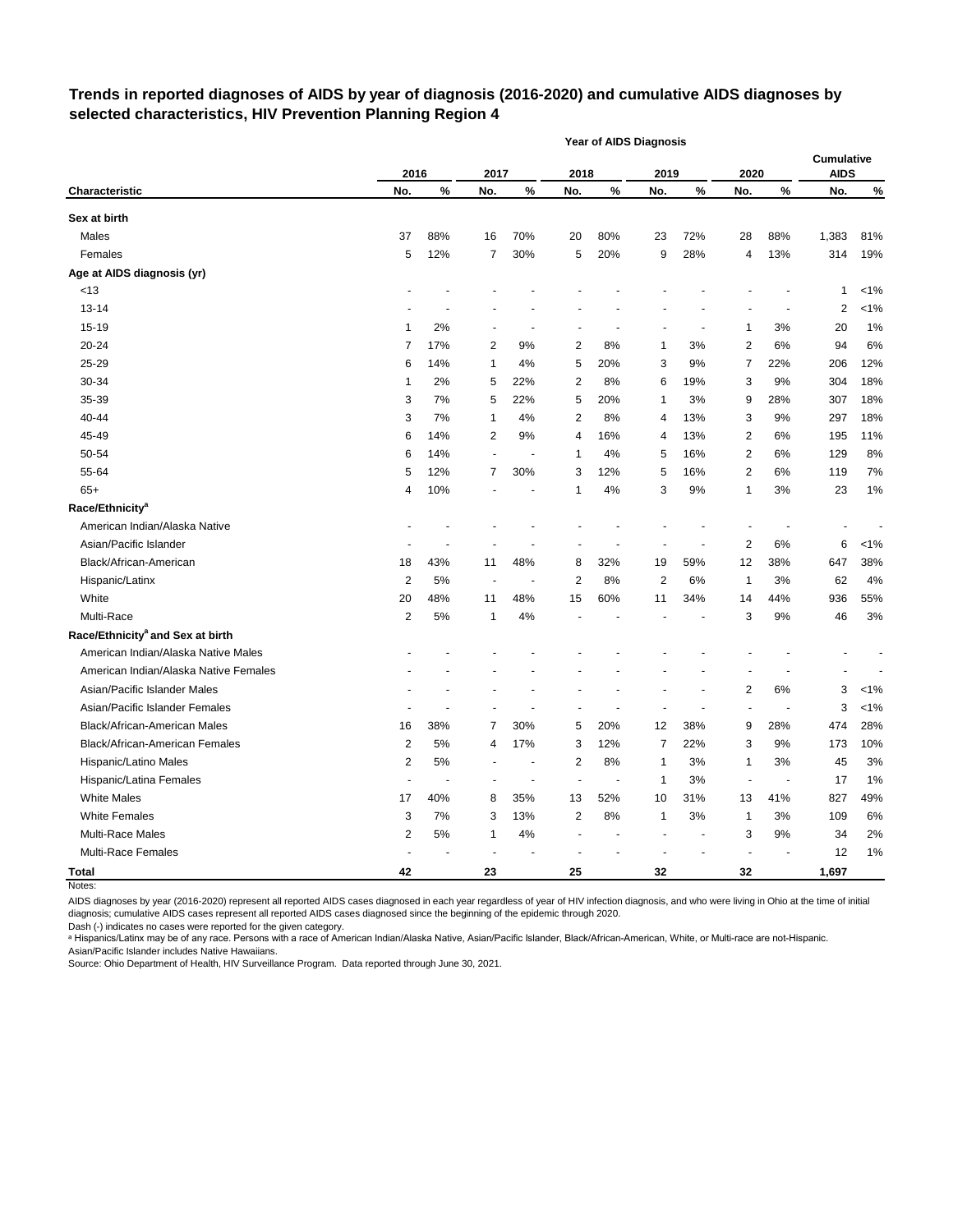## Trends in reported diagnoses of AIDS by year of diagnosis (2016-2020) and cumulative AIDS diagnoses by selected characteristics, HIV Prevention Planning Region 4

| Characteristic | 2016 No. | 2016 % | 2017 No. | 2017 % | 2018 No. | 2018 % | 2019 No. | 2019 % | 2020 No. | 2020 % | Cumulative AIDS No. | Cumulative AIDS % |
|---|---|---|---|---|---|---|---|---|---|---|---|---|
| **Sex at birth** | | | | | | | | | | | | |
| Males | 37 | 88% | 16 | 70% | 20 | 80% | 23 | 72% | 28 | 88% | 1,383 | 81% |
| Females | 5 | 12% | 7 | 30% | 5 | 20% | 9 | 28% | 4 | 13% | 314 | 19% |
| **Age at AIDS diagnosis (yr)** | | | | | | | | | | | | |
| <13 | - | - | - | - | - | - | - | - | - | - | 1 | <1% |
| 13-14 | - | - | - | - | - | - | - | - | - | - | 2 | <1% |
| 15-19 | 1 | 2% | - | - | - | - | - | - | 1 | 3% | 20 | 1% |
| 20-24 | 7 | 17% | 2 | 9% | 2 | 8% | 1 | 3% | 2 | 6% | 94 | 6% |
| 25-29 | 6 | 14% | 1 | 4% | 5 | 20% | 3 | 9% | 7 | 22% | 206 | 12% |
| 30-34 | 1 | 2% | 5 | 22% | 2 | 8% | 6 | 19% | 3 | 9% | 304 | 18% |
| 35-39 | 3 | 7% | 5 | 22% | 5 | 20% | 1 | 3% | 9 | 28% | 307 | 18% |
| 40-44 | 3 | 7% | 1 | 4% | 2 | 8% | 4 | 13% | 3 | 9% | 297 | 18% |
| 45-49 | 6 | 14% | 2 | 9% | 4 | 16% | 4 | 13% | 2 | 6% | 195 | 11% |
| 50-54 | 6 | 14% | - | - | 1 | 4% | 5 | 16% | 2 | 6% | 129 | 8% |
| 55-64 | 5 | 12% | 7 | 30% | 3 | 12% | 5 | 16% | 2 | 6% | 119 | 7% |
| 65+ | 4 | 10% | - | - | 1 | 4% | 3 | 9% | 1 | 3% | 23 | 1% |
| **Race/Ethnicity[a]** | | | | | | | | | | | | |
| American Indian/Alaska Native | - | - | - | - | - | - | - | - | - | - | - | - |
| Asian/Pacific Islander | - | - | - | - | - | - | - | - | 2 | 6% | 6 | <1% |
| Black/African-American | 18 | 43% | 11 | 48% | 8 | 32% | 19 | 59% | 12 | 38% | 647 | 38% |
| Hispanic/Latinx | 2 | 5% | - | - | 2 | 8% | 2 | 6% | 1 | 3% | 62 | 4% |
| White | 20 | 48% | 11 | 48% | 15 | 60% | 11 | 34% | 14 | 44% | 936 | 55% |
| Multi-Race | 2 | 5% | 1 | 4% | - | - | - | - | 3 | 9% | 46 | 3% |
| **Race/Ethnicity[a] and Sex at birth** | | | | | | | | | | | | |
| American Indian/Alaska Native Males | - | - | - | - | - | - | - | - | - | - | - | - |
| American Indian/Alaska Native Females | - | - | - | - | - | - | - | - | - | - | - | - |
| Asian/Pacific Islander Males | - | - | - | - | - | - | - | - | 2 | 6% | 3 | <1% |
| Asian/Pacific Islander Females | - | - | - | - | - | - | - | - | - | - | 3 | <1% |
| Black/African-American Males | 16 | 38% | 7 | 30% | 5 | 20% | 12 | 38% | 9 | 28% | 474 | 28% |
| Black/African-American Females | 2 | 5% | 4 | 17% | 3 | 12% | 7 | 22% | 3 | 9% | 173 | 10% |
| Hispanic/Latino Males | 2 | 5% | - | - | 2 | 8% | 1 | 3% | 1 | 3% | 45 | 3% |
| Hispanic/Latina Females | - | - | - | - | - | - | 1 | 3% | - | - | 17 | 1% |
| White Males | 17 | 40% | 8 | 35% | 13 | 52% | 10 | 31% | 13 | 41% | 827 | 49% |
| White Females | 3 | 7% | 3 | 13% | 2 | 8% | 1 | 3% | 1 | 3% | 109 | 6% |
| Multi-Race Males | 2 | 5% | 1 | 4% | - | - | - | - | 3 | 9% | 34 | 2% |
| Multi-Race Females | - | - | - | - | - | - | - | - | - | - | 12 | 1% |
| **Total** | **42** | | **23** | | **25** | | **32** | | **32** | | **1,697** | |

Notes:

AIDS diagnoses by year (2016-2020) represent all reported AIDS cases diagnosed in each year regardless of year of HIV infection diagnosis, and who were living in Ohio at the time of initial diagnosis; cumulative AIDS cases represent all reported AIDS cases diagnosed since the beginning of the epidemic through 2020.

Dash (-) indicates no cases were reported for the given category.

[a] Hispanics/Latinx may be of any race. Persons with a race of American Indian/Alaska Native, Asian/Pacific Islander, Black/African-American, White, or Multi-race are not-Hispanic. Asian/Pacific Islander includes Native Hawaiians.

Source: Ohio Department of Health, HIV Surveillance Program. Data reported through June 30, 2021.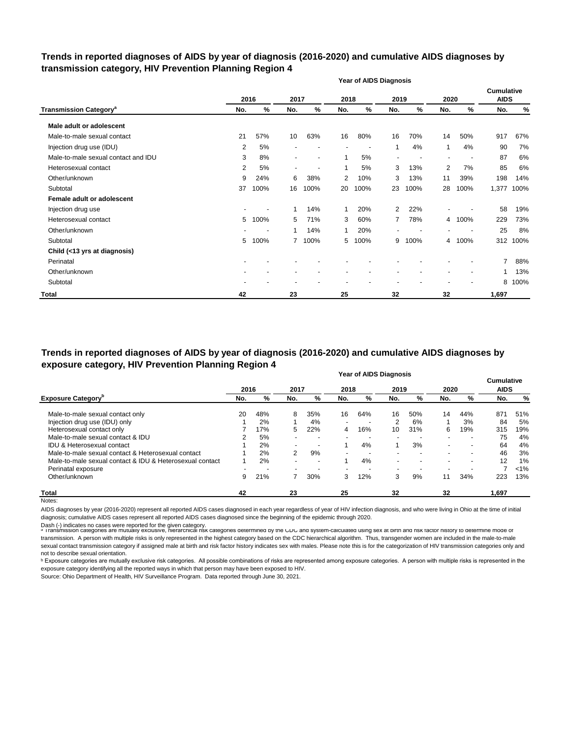## Trends in reported diagnoses of AIDS by year of diagnosis (2016-2020) and cumulative AIDS diagnoses by transmission category, HIV Prevention Planning Region 4

| | Year of AIDS Diagnosis | | | | | | | | | | | |
|---|---|---|---|---|---|---|---|---|---|---|---|---|
| | 2016 | | 2017 | | 2018 | | 2019 | | 2020 | | Cumulative AIDS | |
| Transmission Category[a] | No. | % | No. | % | No. | % | No. | % | No. | % | No. | % |
| **Male adult or adolescent** | | | | | | | | | | | | |
| Male-to-male sexual contact | 21 | 57% | 10 | 63% | 16 | 80% | 16 | 70% | 14 | 50% | 917 | 67% |
| Injection drug use (IDU) | 2 | 5% | - | - | - | - | 1 | 4% | 1 | 4% | 90 | 7% |
| Male-to-male sexual contact and IDU | 3 | 8% | - | - | 1 | 5% | - | - | - | - | 87 | 6% |
| Heterosexual contact | 2 | 5% | - | - | 1 | 5% | 3 | 13% | 2 | 7% | 85 | 6% |
| Other/unknown | 9 | 24% | 6 | 38% | 2 | 10% | 3 | 13% | 11 | 39% | 198 | 14% |
| Subtotal | 37 | 100% | 16 | 100% | 20 | 100% | 23 | 100% | 28 | 100% | 1,377 | 100% |
| **Female adult or adolescent** | | | | | | | | | | | | |
| Injection drug use | - | - | 1 | 14% | 1 | 20% | 2 | 22% | - | - | 58 | 19% |
| Heterosexual contact | 5 | 100% | 5 | 71% | 3 | 60% | 7 | 78% | 4 | 100% | 229 | 73% |
| Other/unknown | - | - | 1 | 14% | 1 | 20% | - | - | - | - | 25 | 8% |
| Subtotal | 5 | 100% | 7 | 100% | 5 | 100% | 9 | 100% | 4 | 100% | 312 | 100% |
| **Child (<13 yrs at diagnosis)** | | | | | | | | | | | | |
| Perinatal | - | - | - | - | - | - | - | - | - | - | 7 | 88% |
| Other/unknown | - | - | - | - | - | - | - | - | - | - | 1 | 13% |
| Subtotal | - | - | - | - | - | - | - | - | - | - | 8 | 100% |
| **Total** | **42** | | **23** | | **25** | | **32** | | **32** | | **1,697** | |

## Trends in reported diagnoses of AIDS by year of diagnosis (2016-2020) and cumulative AIDS diagnoses by exposure category, HIV Prevention Planning Region 4

| | Year of AIDS Diagnosis | | | | | | | | | | | |
|---|---|---|---|---|---|---|---|---|---|---|---|---|
| | 2016 | | 2017 | | 2018 | | 2019 | | 2020 | | Cumulative AIDS | |
| Exposure Category[b] | No. | % | No. | % | No. | % | No. | % | No. | % | No. | % |
| Male-to-male sexual contact only | 20 | 48% | 8 | 35% | 16 | 64% | 16 | 50% | 14 | 44% | 871 | 51% |
| Injection drug use (IDU) only | 1 | 2% | 1 | 4% | - | - | 2 | 6% | 1 | 3% | 84 | 5% |
| Heterosexual contact only | 7 | 17% | 5 | 22% | 4 | 16% | 10 | 31% | 6 | 19% | 315 | 19% |
| Male-to-male sexual contact & IDU | 2 | 5% | - | - | - | - | - | - | - | - | 75 | 4% |
| IDU & Heterosexual contact | 1 | 2% | - | - | 1 | 4% | 1 | 3% | - | - | 64 | 4% |
| Male-to-male sexual contact & Heterosexual contact | 1 | 2% | 2 | 9% | - | - | - | - | - | - | 46 | 3% |
| Male-to-male sexual contact & IDU & Heterosexual contact | 1 | 2% | - | - | 1 | 4% | - | - | - | - | 12 | 1% |
| Perinatal exposure | - | - | - | - | - | - | - | - | - | - | 7 | <1% |
| Other/unknown | 9 | 21% | 7 | 30% | 3 | 12% | 3 | 9% | 11 | 34% | 223 | 13% |
| **Total** | **42** | | **23** | | **25** | | **32** | | **32** | | **1,697** | |

Notes:

AIDS diagnoses by year (2016-2020) represent all reported AIDS cases diagnosed in each year regardless of year of HIV infection diagnosis, and who were living in Ohio at the time of initial diagnosis; cumulative AIDS cases represent all reported AIDS cases diagnosed since the beginning of the epidemic through 2020.

Dash (-) indicates no cases were reported for the given category.

[a] Transmission categories are mutually exclusive, hierarchical risk categories determined by the CDC and system-calculated using sex at birth and risk factor history to determine mode of transmission. A person with multiple risks is only represented in the highest category based on the CDC hierarchical algorithm. Thus, transgender women are included in the male-to-male sexual contact transmission category if assigned male at birth and risk factor history indicates sex with males. Please note this is for the categorization of HIV transmission categories only and not to describe sexual orientation.

[b] Exposure categories are mutually exclusive risk categories. All possible combinations of risks are represented among exposure categories. A person with multiple risks is represented in the exposure category identifying all the reported ways in which that person may have been exposed to HIV.

Source: Ohio Department of Health, HIV Surveillance Program. Data reported through June 30, 2021.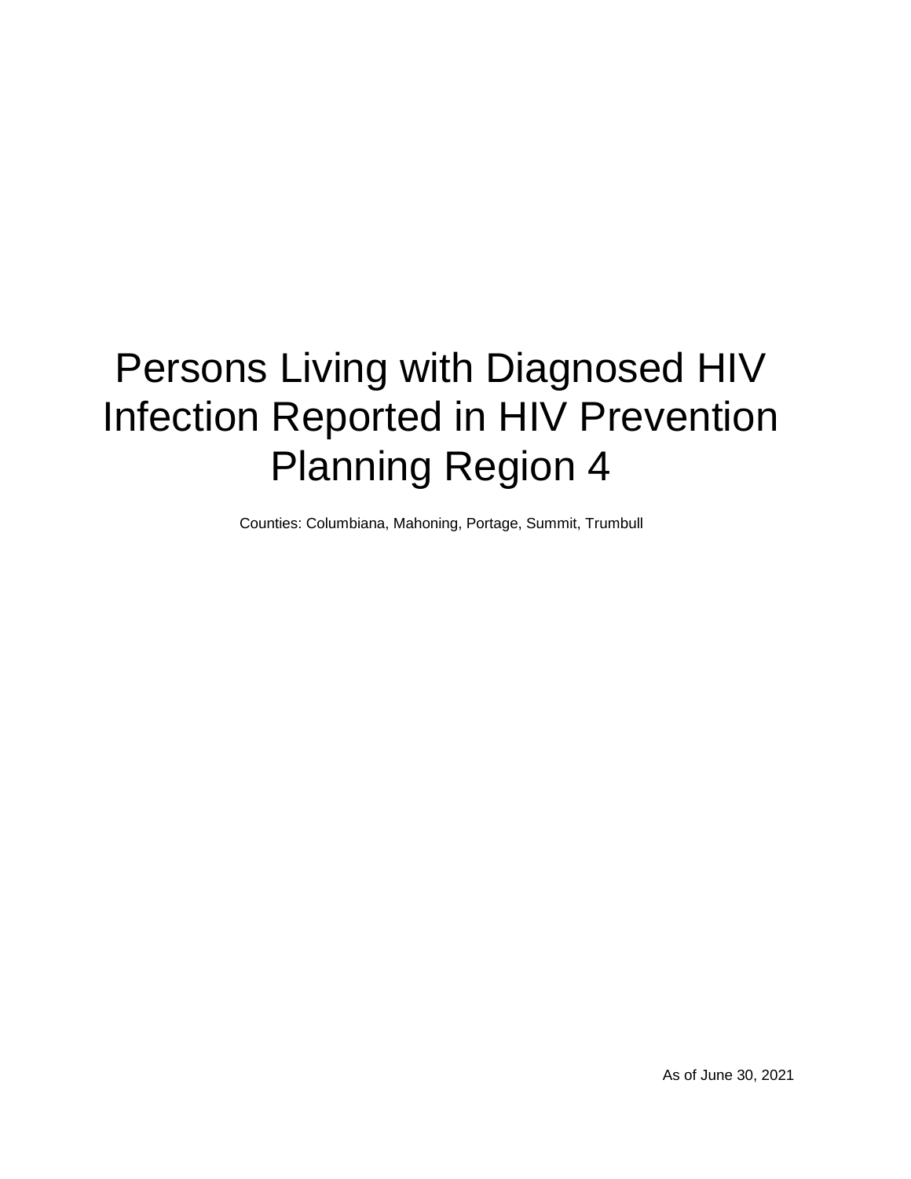# Persons Living with Diagnosed HIV Infection Reported in HIV Prevention Planning Region 4

Counties: Columbiana, Mahoning, Portage, Summit, Trumbull

As of June 30, 2021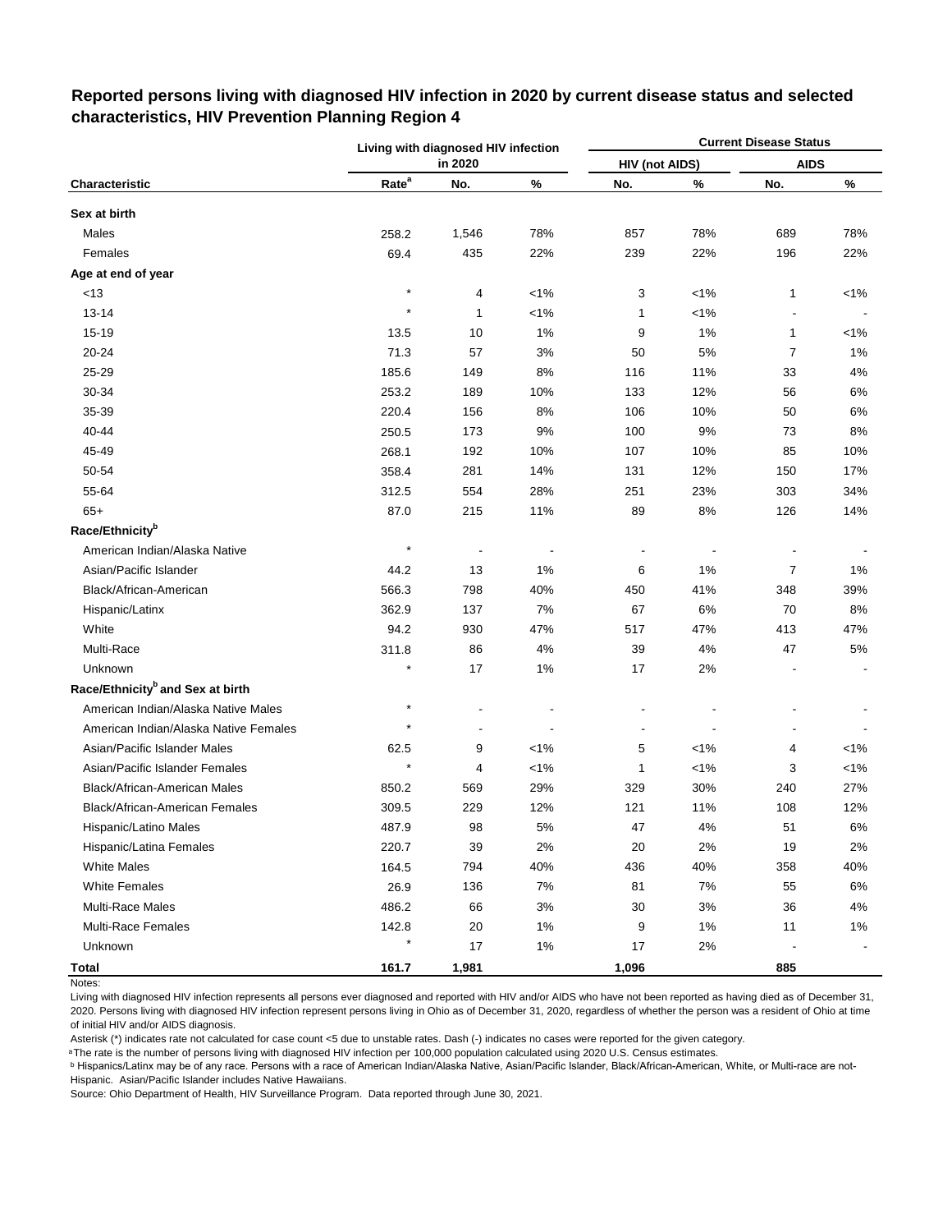## Reported persons living with diagnosed HIV infection in 2020 by current disease status and selected characteristics, HIV Prevention Planning Region 4

| | Living with diagnosed HIV infection in 2020 | | | Current Disease Status | | | |
|---|---|---|---|---|---|---|---|
| | | | | HIV (not AIDS) | | AIDS | |
| Characteristic | Rate[a] | No. | % | No. | % | No. | % |
| **Sex at birth** | | | | | | | |
| Males | 258.2 | 1,546 | 78% | 857 | 78% | 689 | 78% |
| Females | 69.4 | 435 | 22% | 239 | 22% | 196 | 22% |
| **Age at end of year** | | | | | | | |
| <13 | * | 4 | <1% | 3 | <1% | 1 | <1% |
| 13-14 | * | 1 | <1% | 1 | <1% | - | - |
| 15-19 | 13.5 | 10 | 1% | 9 | 1% | 1 | <1% |
| 20-24 | 71.3 | 57 | 3% | 50 | 5% | 7 | 1% |
| 25-29 | 185.6 | 149 | 8% | 116 | 11% | 33 | 4% |
| 30-34 | 253.2 | 189 | 10% | 133 | 12% | 56 | 6% |
| 35-39 | 220.4 | 156 | 8% | 106 | 10% | 50 | 6% |
| 40-44 | 250.5 | 173 | 9% | 100 | 9% | 73 | 8% |
| 45-49 | 268.1 | 192 | 10% | 107 | 10% | 85 | 10% |
| 50-54 | 358.4 | 281 | 14% | 131 | 12% | 150 | 17% |
| 55-64 | 312.5 | 554 | 28% | 251 | 23% | 303 | 34% |
| 65+ | 87.0 | 215 | 11% | 89 | 8% | 126 | 14% |
| **Race/Ethnicity[b]** | | | | | | | |
| American Indian/Alaska Native | * | - | - | - | - | - | - |
| Asian/Pacific Islander | 44.2 | 13 | 1% | 6 | 1% | 7 | 1% |
| Black/African-American | 566.3 | 798 | 40% | 450 | 41% | 348 | 39% |
| Hispanic/Latinx | 362.9 | 137 | 7% | 67 | 6% | 70 | 8% |
| White | 94.2 | 930 | 47% | 517 | 47% | 413 | 47% |
| Multi-Race | 311.8 | 86 | 4% | 39 | 4% | 47 | 5% |
| Unknown | * | 17 | 1% | 17 | 2% | - | - |
| **Race/Ethnicity[b] and Sex at birth** | | | | | | | |
| American Indian/Alaska Native Males | * | - | - | - | - | - | - |
| American Indian/Alaska Native Females | * | - | - | - | - | - | - |
| Asian/Pacific Islander Males | 62.5 | 9 | <1% | 5 | <1% | 4 | <1% |
| Asian/Pacific Islander Females | * | 4 | <1% | 1 | <1% | 3 | <1% |
| Black/African-American Males | 850.2 | 569 | 29% | 329 | 30% | 240 | 27% |
| Black/African-American Females | 309.5 | 229 | 12% | 121 | 11% | 108 | 12% |
| Hispanic/Latino Males | 487.9 | 98 | 5% | 47 | 4% | 51 | 6% |
| Hispanic/Latina Females | 220.7 | 39 | 2% | 20 | 2% | 19 | 2% |
| White Males | 164.5 | 794 | 40% | 436 | 40% | 358 | 40% |
| White Females | 26.9 | 136 | 7% | 81 | 7% | 55 | 6% |
| Multi-Race Males | 486.2 | 66 | 3% | 30 | 3% | 36 | 4% |
| Multi-Race Females | 142.8 | 20 | 1% | 9 | 1% | 11 | 1% |
| Unknown | * | 17 | 1% | 17 | 2% | - | - |
| **Total** | **161.7** | **1,981** | | **1,096** | | **885** | |

Notes:

Living with diagnosed HIV infection represents all persons ever diagnosed and reported with HIV and/or AIDS who have not been reported as having died as of December 31, 2020. Persons living with diagnosed HIV infection represent persons living in Ohio as of December 31, 2020, regardless of whether the person was a resident of Ohio at time of initial HIV and/or AIDS diagnosis.

Asterisk (*) indicates rate not calculated for case count <5 due to unstable rates. Dash (-) indicates no cases were reported for the given category.

[a] The rate is the number of persons living with diagnosed HIV infection per 100,000 population calculated using 2020 U.S. Census estimates.

[b] Hispanics/Latinx may be of any race. Persons with a race of American Indian/Alaska Native, Asian/Pacific Islander, Black/African-American, White, or Multi-race are not-Hispanic. Asian/Pacific Islander includes Native Hawaiians.

Source: Ohio Department of Health, HIV Surveillance Program. Data reported through June 30, 2021.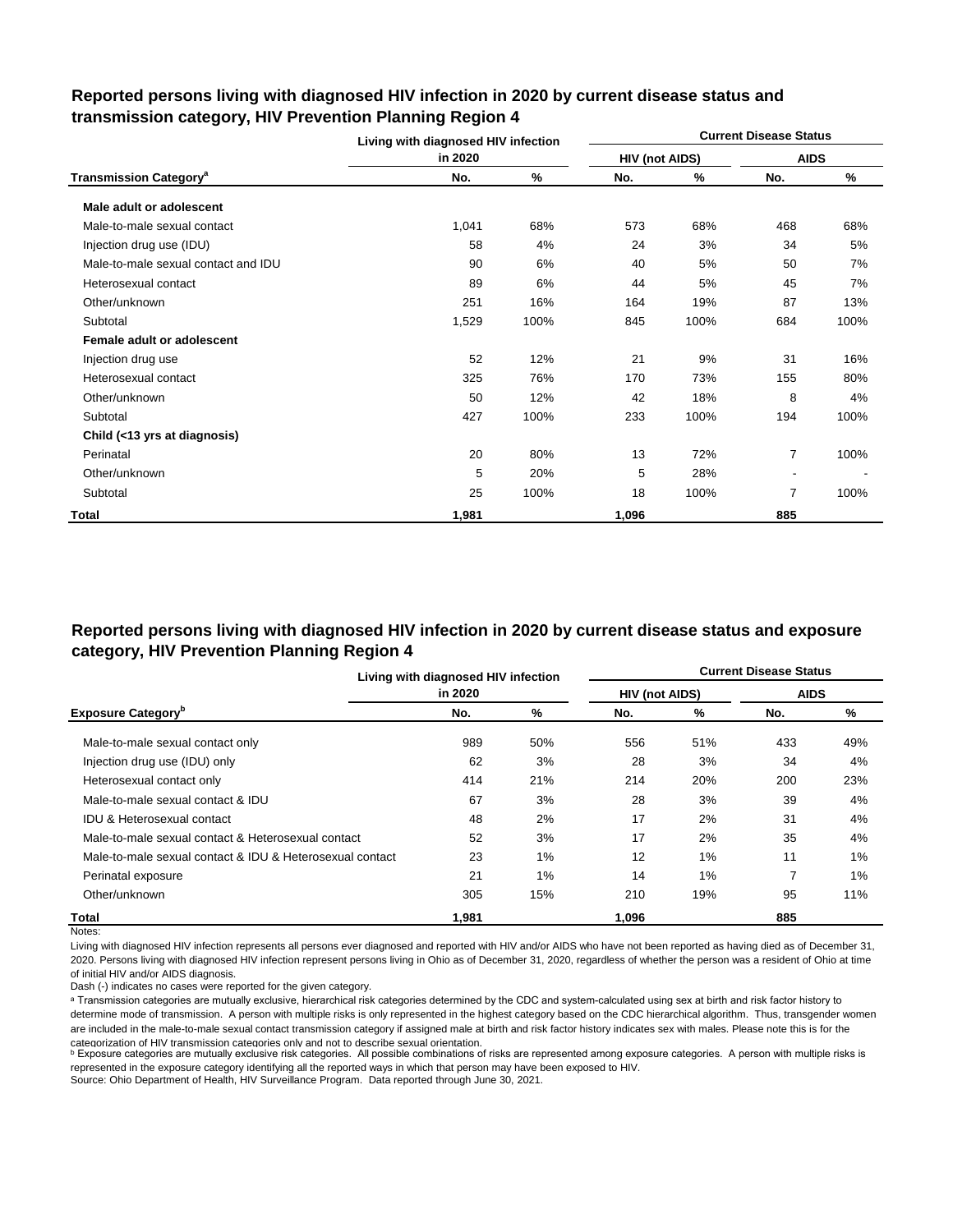## Reported persons living with diagnosed HIV infection in 2020 by current disease status and transmission category, HIV Prevention Planning Region 4

| Transmission Category[a] | Living with diagnosed HIV infection in 2020 | | Current Disease Status | | | |
|---|---|---|---|---|---|---|
| | | | HIV (not AIDS) | | AIDS | |
| | No. | % | No. | % | No. | % |
| **Male adult or adolescent** | | | | | | |
| Male-to-male sexual contact | 1,041 | 68% | 573 | 68% | 468 | 68% |
| Injection drug use (IDU) | 58 | 4% | 24 | 3% | 34 | 5% |
| Male-to-male sexual contact and IDU | 90 | 6% | 40 | 5% | 50 | 7% |
| Heterosexual contact | 89 | 6% | 44 | 5% | 45 | 7% |
| Other/unknown | 251 | 16% | 164 | 19% | 87 | 13% |
| Subtotal | 1,529 | 100% | 845 | 100% | 684 | 100% |
| **Female adult or adolescent** | | | | | | |
| Injection drug use | 52 | 12% | 21 | 9% | 31 | 16% |
| Heterosexual contact | 325 | 76% | 170 | 73% | 155 | 80% |
| Other/unknown | 50 | 12% | 42 | 18% | 8 | 4% |
| Subtotal | 427 | 100% | 233 | 100% | 194 | 100% |
| **Child (<13 yrs at diagnosis)** | | | | | | |
| Perinatal | 20 | 80% | 13 | 72% | 7 | 100% |
| Other/unknown | 5 | 20% | 5 | 28% | - | - |
| Subtotal | 25 | 100% | 18 | 100% | 7 | 100% |
| **Total** | **1,981** | | **1,096** | | **885** | |

## Reported persons living with diagnosed HIV infection in 2020 by current disease status and exposure category, HIV Prevention Planning Region 4

| Exposure Category[b] | Living with diagnosed HIV infection in 2020 | | Current Disease Status | | | |
|---|---|---|---|---|---|---|
| | | | HIV (not AIDS) | | AIDS | |
| | No. | % | No. | % | No. | % |
| Male-to-male sexual contact only | 989 | 50% | 556 | 51% | 433 | 49% |
| Injection drug use (IDU) only | 62 | 3% | 28 | 3% | 34 | 4% |
| Heterosexual contact only | 414 | 21% | 214 | 20% | 200 | 23% |
| Male-to-male sexual contact & IDU | 67 | 3% | 28 | 3% | 39 | 4% |
| IDU & Heterosexual contact | 48 | 2% | 17 | 2% | 31 | 4% |
| Male-to-male sexual contact & Heterosexual contact | 52 | 3% | 17 | 2% | 35 | 4% |
| Male-to-male sexual contact & IDU & Heterosexual contact | 23 | 1% | 12 | 1% | 11 | 1% |
| Perinatal exposure | 21 | 1% | 14 | 1% | 7 | 1% |
| Other/unknown | 305 | 15% | 210 | 19% | 95 | 11% |
| **Total** | **1,981** | | **1,096** | | **885** | |

Notes:

Living with diagnosed HIV infection represents all persons ever diagnosed and reported with HIV and/or AIDS who have not been reported as having died as of December 31, 2020. Persons living with diagnosed HIV infection represent persons living in Ohio as of December 31, 2020, regardless of whether the person was a resident of Ohio at time of initial HIV and/or AIDS diagnosis.

Dash (-) indicates no cases were reported for the given category.

[a] Transmission categories are mutually exclusive, hierarchical risk categories determined by the CDC and system-calculated using sex at birth and risk factor history to determine mode of transmission. A person with multiple risks is only represented in the highest category based on the CDC hierarchical algorithm. Thus, transgender women are included in the male-to-male sexual contact transmission category if assigned male at birth and risk factor history indicates sex with males. Please note this is for the categorization of HIV transmission categories only and not to describe sexual orientation.

[b] Exposure categories are mutually exclusive risk categories. All possible combinations of risks are represented among exposure categories. A person with multiple risks is represented in the exposure category identifying all the reported ways in which that person may have been exposed to HIV.

Source: Ohio Department of Health, HIV Surveillance Program. Data reported through June 30, 2021.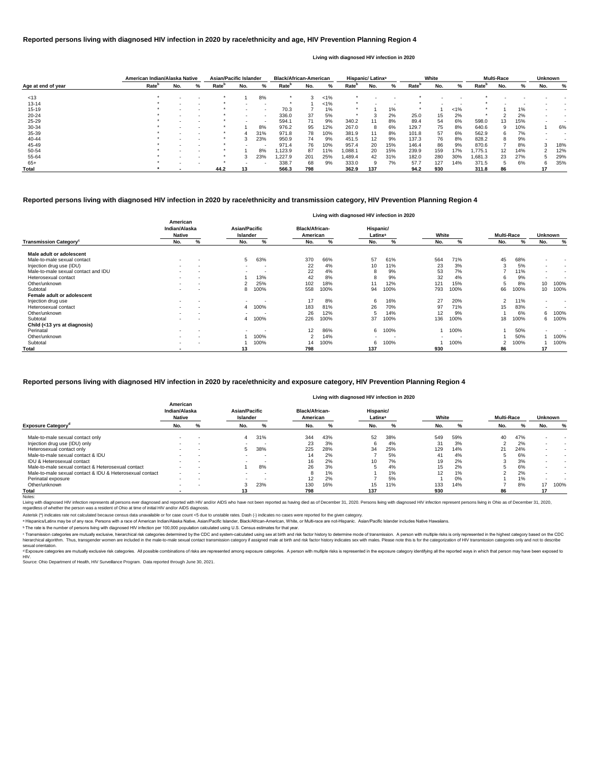## Reported persons living with diagnosed HIV infection in 2020 by race/ethnicity and age, HIV Prevention Planning Region 4

Living with diagnosed HIV infection in 2020

| Age at end of year | American Indian/Alaska Native | | | Asian/Pacific Islander | | | Black/African-American | | | Hispanic/ Latinx[a] | | | White | | | Multi-Race | | | Unknown | |
|---|---|---|---|---|---|---|---|---|---|---|---|---|---|---|---|---|---|---|---|---|
| | Rate[b] | No. | % | Rate[b] | No. | % | Rate[b] | No. | % | Rate[b] | No. | % | Rate[b] | No. | % | Rate[b] | No. | % | No. | % |
| <13 | * | - | - | * | 1 | 8% | * | 3 | <1% | * | - | - | * | - | - | * | - | - | - | - |
| 13-14 | * | - | - | * | - | - | * | 1 | <1% | * | - | - | * | - | - | * | - | - | - | - |
| 15-19 | * | - | - | * | - | - | 70.3 | 7 | 1% | * | 1 | 1% | * | 1 | <1% | * | 1 | 1% | - | - |
| 20-24 | * | - | - | * | - | - | 336.0 | 37 | 5% | * | 3 | 2% | 25.0 | 15 | 2% | * | 2 | 2% | - | - |
| 25-29 | * | - | - | * | - | - | 594.1 | 71 | 9% | 340.2 | 11 | 8% | 89.4 | 54 | 6% | 598.0 | 13 | 15% | - | - |
| 30-34 | * | - | - | * | 1 | 8% | 976.2 | 95 | 12% | 267.0 | 8 | 6% | 129.7 | 75 | 8% | 640.6 | 9 | 10% | 1 | 6% |
| 35-39 | * | - | - | * | 4 | 31% | 971.8 | 78 | 10% | 381.9 | 11 | 8% | 101.8 | 57 | 6% | 562.9 | 6 | 7% | - | - |
| 40-44 | * | - | - | * | 3 | 23% | 950.9 | 74 | 9% | 451.5 | 12 | 9% | 137.3 | 76 | 8% | 828.2 | 8 | 9% | - | - |
| 45-49 | * | - | - | * | - | - | 971.4 | 76 | 10% | 957.4 | 20 | 15% | 146.4 | 86 | 9% | 870.6 | 7 | 8% | 3 | 18% |
| 50-54 | * | - | - | * | 1 | 8% | 1,123.9 | 87 | 11% | 1,088.1 | 20 | 15% | 239.9 | 159 | 17% | 1,775.1 | 12 | 14% | 2 | 12% |
| 55-64 | * | - | - | * | 3 | 23% | 1,227.9 | 201 | 25% | 1,489.4 | 42 | 31% | 182.0 | 280 | 30% | 1,681.3 | 23 | 27% | 5 | 29% |
| 65+ | * | - | - | * | - | - | 338.7 | 68 | 9% | 333.0 | 9 | 7% | 57.7 | 127 | 14% | 371.5 | 5 | 6% | 6 | 35% |
| Total | * | - | | 44.2 | 13 | | 566.3 | 798 | | 362.9 | 137 | | 94.2 | 930 | | 311.8 | 86 | | 17 | |

## Reported persons living with diagnosed HIV infection in 2020 by race/ethnicity and transmission category, HIV Prevention Planning Region 4

Living with diagnosed HIV infection in 2020

| Transmission Category[c] | American Indian/Alaska Native | | Asian/Pacific Islander | | Black/African-American | | Hispanic/ Latinx[a] | | White | | Multi-Race | | Unknown | |
|---|---|---|---|---|---|---|---|---|---|---|---|---|---|---|
| | No. | % | No. | % | No. | % | No. | % | No. | % | No. | % | No. | % |
| **Male adult or adolescent** | | | | | | | | | | | | | | |
| Male-to-male sexual contact | - | - | 5 | 63% | 370 | 66% | 57 | 61% | 564 | 71% | 45 | 68% | - | - |
| Injection drug use (IDU) | - | - | - | - | 22 | 4% | 10 | 11% | 23 | 3% | 3 | 5% | - | - |
| Male-to-male sexual contact and IDU | - | - | - | - | 22 | 4% | 8 | 9% | 53 | 7% | 7 | 11% | - | - |
| Heterosexual contact | - | - | 1 | 13% | 42 | 8% | 8 | 9% | 32 | 4% | 6 | 9% | - | - |
| Other/unknown | - | - | 2 | 25% | 102 | 18% | 11 | 12% | 121 | 15% | 5 | 8% | 10 | 100% |
| Subtotal | - | - | 8 | 100% | 558 | 100% | 94 | 100% | 793 | 100% | 66 | 100% | 10 | 100% |
| **Female adult or adolescent** | | | | | | | | | | | | | | |
| Injection drug use | - | - | - | - | 17 | 8% | 6 | 16% | 27 | 20% | 2 | 11% | - | - |
| Heterosexual contact | - | - | 4 | 100% | 183 | 81% | 26 | 70% | 97 | 71% | 15 | 83% | - | - |
| Other/unknown | - | - | - | - | 26 | 12% | 5 | 14% | 12 | 9% | 1 | 6% | 6 | 100% |
| Subtotal | - | - | 4 | 100% | 226 | 100% | 37 | 100% | 136 | 100% | 18 | 100% | 6 | 100% |
| **Child (<13 yrs at diagnosis)** | | | | | | | | | | | | | | |
| Perinatal | - | - | - | - | 12 | 86% | 6 | 100% | 1 | 100% | 1 | 50% | - | - |
| Other/unknown | - | - | 1 | 100% | 2 | 14% | - | - | - | - | 1 | 50% | 1 | 100% |
| Subtotal | - | - | 1 | 100% | 14 | 100% | 6 | 100% | 1 | 100% | 2 | 100% | 1 | 100% |
| Total | - | | 13 | | 798 | | 137 | | 930 | | 86 | | 17 | |

## Reported persons living with diagnosed HIV infection in 2020 by race/ethnicity and exposure category, HIV Prevention Planning Region 4

Living with diagnosed HIV infection in 2020

| Exposure Category[d] | American Indian/Alaska Native | | Asian/Pacific Islander | | Black/African-American | | Hispanic/ Latinx[a] | | White | | Multi-Race | | Unknown | |
|---|---|---|---|---|---|---|---|---|---|---|---|---|---|---|
| | No. | % | No. | % | No. | % | No. | % | No. | % | No. | % | No. | % |
| Male-to-male sexual contact only | - | - | 4 | 31% | 344 | 43% | 52 | 38% | 549 | 59% | 40 | 47% | - | - |
| Injection drug use (IDU) only | - | - | - | - | 23 | 3% | 6 | 4% | 31 | 3% | 2 | 2% | - | - |
| Heterosexual contact only | - | - | 5 | 38% | 225 | 28% | 34 | 25% | 129 | 14% | 21 | 24% | - | - |
| Male-to-male sexual contact & IDU | - | - | - | - | 14 | 2% | 7 | 5% | 41 | 4% | 5 | 6% | - | - |
| IDU & Heterosexual contact | - | - | - | - | 16 | 2% | 10 | 7% | 19 | 2% | 3 | 3% | - | - |
| Male-to-male sexual contact & Heterosexual contact | - | - | 1 | 8% | 26 | 3% | 5 | 4% | 15 | 2% | 5 | 6% | - | - |
| Male-to-male sexual contact & IDU & Heterosexual contact | - | - | - | - | 8 | 1% | 1 | 1% | 12 | 1% | 2 | 2% | - | - |
| Perinatal exposure | - | - | - | - | 12 | 2% | 7 | 5% | 1 | 0% | 1 | 1% | - | - |
| Other/unknown | - | - | 3 | 23% | 130 | 16% | 15 | 11% | 133 | 14% | 7 | 8% | 17 | 100% |
| Total | - | | 13 | | 798 | | 137 | | 930 | | 86 | | 17 | |

Notes:

Living with diagnosed HIV infection represents all persons ever diagnosed and reported with HIV and/or AIDS who have not been reported as having died as of December 31, 2020. Persons living with diagnosed HIV infection represent persons living in Ohio as of December 31, 2020, regardless of whether the person was a resident of Ohio at time of initial HIV and/or AIDS diagnosis.

Asterisk (*) indicates rate not calculated because census data unavailable or for case count <5 due to unstable rates. Dash (-) indicates no cases were reported for the given category.

[a] Hispanics/Latinx may be of any race. Persons with a race of American Indian/Alaska Native, Asian/Pacific Islander, Black/African-American, White, or Multi-race are not-Hispanic. Asian/Pacific Islander includes Native Hawaiians.

[b] The rate is the number of persons living with diagnosed HIV infection per 100,000 population calculated using U.S. Census estimates for that year.

[c] Transmission categories are mutually exclusive, hierarchical risk categories determined by the CDC and system-calculated using sex at birth and risk factor history to determine mode of transmission. A person with multiple risks is only represented in the highest category based on the CDC hierarchical algorithm. Thus, transgender women are included in the male-to-male sexual contact transmission category if assigned male at birth and risk factor history indicates sex with males. Please note this is for the categorization of HIV transmission categories only and not to describe sexual orientation.

[d] Exposure categories are mutually exclusive risk categories. All possible combinations of risks are represented among exposure categories. A person with multiple risks is represented in the exposure category identifying all the reported ways in which that person may have been exposed to HIV.

Source: Ohio Department of Health, HIV Surveillance Program. Data reported through June 30, 2021.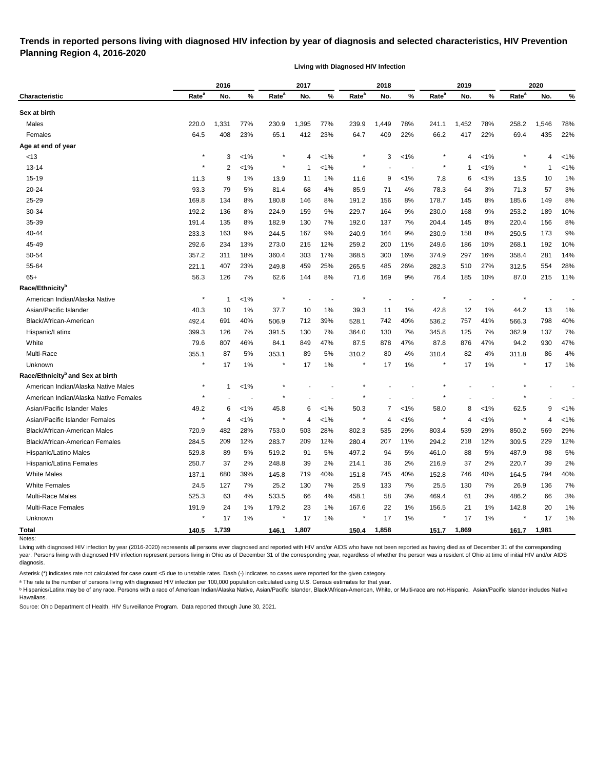# Trends in reported persons living with diagnosed HIV infection by year of diagnosis and selected characteristics, HIV Prevention Planning Region 4, 2016-2020

**Living with Diagnosed HIV Infection**

| | 2016 | | | 2017 | | | 2018 | | | 2019 | | | 2020 | | |
|---|---|---|---|---|---|---|---|---|---|---|---|---|---|---|---|
| **Characteristic** | **Rate[a]** | **No.** | **%** | **Rate[a]** | **No.** | **%** | **Rate[a]** | **No.** | **%** | **Rate[a]** | **No.** | **%** | **Rate[a]** | **No.** | **%** |
| **Sex at birth** | | | | | | | | | | | | | | | |
| Males | 220.0 | 1,331 | 77% | 230.9 | 1,395 | 77% | 239.9 | 1,449 | 78% | 241.1 | 1,452 | 78% | 258.2 | 1,546 | 78% |
| Females | 64.5 | 408 | 23% | 65.1 | 412 | 23% | 64.7 | 409 | 22% | 66.2 | 417 | 22% | 69.4 | 435 | 22% |
| **Age at end of year** | | | | | | | | | | | | | | | |
| <13 | * | 3 | <1% | * | 4 | <1% | * | 3 | <1% | * | 4 | <1% | * | 4 | <1% |
| 13-14 | * | 2 | <1% | * | 1 | <1% | * | - | - | * | 1 | <1% | * | 1 | <1% |
| 15-19 | 11.3 | 9 | 1% | 13.9 | 11 | 1% | 11.6 | 9 | <1% | 7.8 | 6 | <1% | 13.5 | 10 | 1% |
| 20-24 | 93.3 | 79 | 5% | 81.4 | 68 | 4% | 85.9 | 71 | 4% | 78.3 | 64 | 3% | 71.3 | 57 | 3% |
| 25-29 | 169.8 | 134 | 8% | 180.8 | 146 | 8% | 191.2 | 156 | 8% | 178.7 | 145 | 8% | 185.6 | 149 | 8% |
| 30-34 | 192.2 | 136 | 8% | 224.9 | 159 | 9% | 229.7 | 164 | 9% | 230.0 | 168 | 9% | 253.2 | 189 | 10% |
| 35-39 | 191.4 | 135 | 8% | 182.9 | 130 | 7% | 192.0 | 137 | 7% | 204.4 | 145 | 8% | 220.4 | 156 | 8% |
| 40-44 | 233.3 | 163 | 9% | 244.5 | 167 | 9% | 240.9 | 164 | 9% | 230.9 | 158 | 8% | 250.5 | 173 | 9% |
| 45-49 | 292.6 | 234 | 13% | 273.0 | 215 | 12% | 259.2 | 200 | 11% | 249.6 | 186 | 10% | 268.1 | 192 | 10% |
| 50-54 | 357.2 | 311 | 18% | 360.4 | 303 | 17% | 368.5 | 300 | 16% | 374.9 | 297 | 16% | 358.4 | 281 | 14% |
| 55-64 | 221.1 | 407 | 23% | 249.8 | 459 | 25% | 265.5 | 485 | 26% | 282.3 | 510 | 27% | 312.5 | 554 | 28% |
| 65+ | 56.3 | 126 | 7% | 62.6 | 144 | 8% | 71.6 | 169 | 9% | 76.4 | 185 | 10% | 87.0 | 215 | 11% |
| **Race/Ethnicity[b]** | | | | | | | | | | | | | | | |
| American Indian/Alaska Native | * | 1 | <1% | * | - | - | * | - | - | * | - | - | * | - | - |
| Asian/Pacific Islander | 40.3 | 10 | 1% | 37.7 | 10 | 1% | 39.3 | 11 | 1% | 42.8 | 12 | 1% | 44.2 | 13 | 1% |
| Black/African-American | 492.4 | 691 | 40% | 506.9 | 712 | 39% | 528.1 | 742 | 40% | 536.2 | 757 | 41% | 566.3 | 798 | 40% |
| Hispanic/Latinx | 399.3 | 126 | 7% | 391.5 | 130 | 7% | 364.0 | 130 | 7% | 345.8 | 125 | 7% | 362.9 | 137 | 7% |
| White | 79.6 | 807 | 46% | 84.1 | 849 | 47% | 87.5 | 878 | 47% | 87.8 | 876 | 47% | 94.2 | 930 | 47% |
| Multi-Race | 355.1 | 87 | 5% | 353.1 | 89 | 5% | 310.2 | 80 | 4% | 310.4 | 82 | 4% | 311.8 | 86 | 4% |
| Unknown | * | 17 | 1% | * | 17 | 1% | * | 17 | 1% | * | 17 | 1% | * | 17 | 1% |
| **Race/Ethnicity[b] and Sex at birth** | | | | | | | | | | | | | | | |
| American Indian/Alaska Native Males | * | 1 | <1% | * | - | - | * | - | - | * | - | - | * | - | - |
| American Indian/Alaska Native Females | * | - | - | * | - | - | * | - | - | * | - | - | * | - | - |
| Asian/Pacific Islander Males | 49.2 | 6 | <1% | 45.8 | 6 | <1% | 50.3 | 7 | <1% | 58.0 | 8 | <1% | 62.5 | 9 | <1% |
| Asian/Pacific Islander Females | * | 4 | <1% | * | 4 | <1% | * | 4 | <1% | * | 4 | <1% | * | 4 | <1% |
| Black/African-American Males | 720.9 | 482 | 28% | 753.0 | 503 | 28% | 802.3 | 535 | 29% | 803.4 | 539 | 29% | 850.2 | 569 | 29% |
| Black/African-American Females | 284.5 | 209 | 12% | 283.7 | 209 | 12% | 280.4 | 207 | 11% | 294.2 | 218 | 12% | 309.5 | 229 | 12% |
| Hispanic/Latino Males | 529.8 | 89 | 5% | 519.2 | 91 | 5% | 497.2 | 94 | 5% | 461.0 | 88 | 5% | 487.9 | 98 | 5% |
| Hispanic/Latina Females | 250.7 | 37 | 2% | 248.8 | 39 | 2% | 214.1 | 36 | 2% | 216.9 | 37 | 2% | 220.7 | 39 | 2% |
| White Males | 137.1 | 680 | 39% | 145.8 | 719 | 40% | 151.8 | 745 | 40% | 152.8 | 746 | 40% | 164.5 | 794 | 40% |
| White Females | 24.5 | 127 | 7% | 25.2 | 130 | 7% | 25.9 | 133 | 7% | 25.5 | 130 | 7% | 26.9 | 136 | 7% |
| Multi-Race Males | 525.3 | 63 | 4% | 533.5 | 66 | 4% | 458.1 | 58 | 3% | 469.4 | 61 | 3% | 486.2 | 66 | 3% |
| Multi-Race Females | 191.9 | 24 | 1% | 179.2 | 23 | 1% | 167.6 | 22 | 1% | 156.5 | 21 | 1% | 142.8 | 20 | 1% |
| Unknown | * | 17 | 1% | * | 17 | 1% | * | 17 | 1% | * | 17 | 1% | * | 17 | 1% |
| **Total** | **140.5** | **1,739** | | **146.1** | **1,807** | | **150.4** | **1,858** | | **151.7** | **1,869** | | **161.7** | **1,981** | |

Notes:

Living with diagnosed HIV infection by year (2016-2020) represents all persons ever diagnosed and reported with HIV and/or AIDS who have not been reported as having died as of December 31 of the corresponding year. Persons living with diagnosed HIV infection represent persons living in Ohio as of December 31 of the corresponding year, regardless of whether the person was a resident of Ohio at time of initial HIV and/or AIDS diagnosis.

Asterisk (*) indicates rate not calculated for case count <5 due to unstable rates. Dash (-) indicates no cases were reported for the given category.

[a] The rate is the number of persons living with diagnosed HIV infection per 100,000 population calculated using U.S. Census estimates for that year.

[b] Hispanics/Latinx may be of any race. Persons with a race of American Indian/Alaska Native, Asian/Pacific Islander, Black/African-American, White, or Multi-race are not-Hispanic. Asian/Pacific Islander includes Native Hawaiians.

Source: Ohio Department of Health, HIV Surveillance Program. Data reported through June 30, 2021.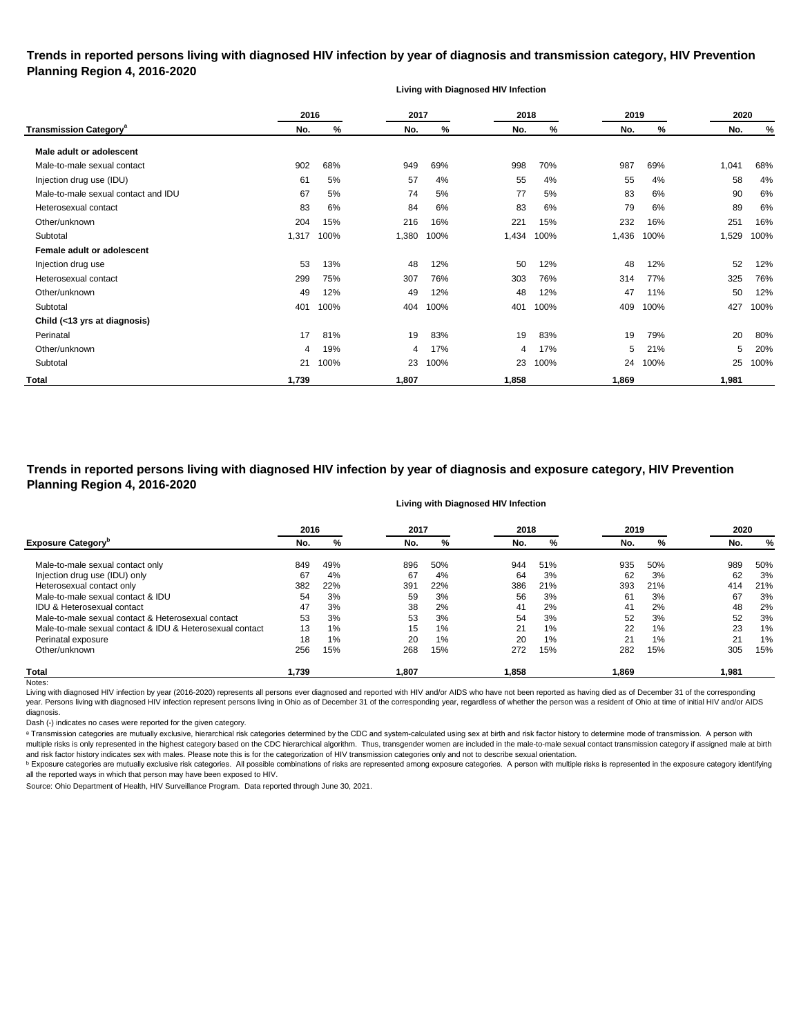## Trends in reported persons living with diagnosed HIV infection by year of diagnosis and transmission category, HIV Prevention Planning Region 4, 2016-2020

**Living with Diagnosed HIV Infection**

| Transmission Category[a] | 2016 No. | 2016 % | 2017 No. | 2017 % | 2018 No. | 2018 % | 2019 No. | 2019 % | 2020 No. | 2020 % |
|---|---|---|---|---|---|---|---|---|---|---|
| **Male adult or adolescent** | | | | | | | | | | |
| Male-to-male sexual contact | 902 | 68% | 949 | 69% | 998 | 70% | 987 | 69% | 1,041 | 68% |
| Injection drug use (IDU) | 61 | 5% | 57 | 4% | 55 | 4% | 55 | 4% | 58 | 4% |
| Male-to-male sexual contact and IDU | 67 | 5% | 74 | 5% | 77 | 5% | 83 | 6% | 90 | 6% |
| Heterosexual contact | 83 | 6% | 84 | 6% | 83 | 6% | 79 | 6% | 89 | 6% |
| Other/unknown | 204 | 15% | 216 | 16% | 221 | 15% | 232 | 16% | 251 | 16% |
| Subtotal | 1,317 | 100% | 1,380 | 100% | 1,434 | 100% | 1,436 | 100% | 1,529 | 100% |
| **Female adult or adolescent** | | | | | | | | | | |
| Injection drug use | 53 | 13% | 48 | 12% | 50 | 12% | 48 | 12% | 52 | 12% |
| Heterosexual contact | 299 | 75% | 307 | 76% | 303 | 76% | 314 | 77% | 325 | 76% |
| Other/unknown | 49 | 12% | 49 | 12% | 48 | 12% | 47 | 11% | 50 | 12% |
| Subtotal | 401 | 100% | 404 | 100% | 401 | 100% | 409 | 100% | 427 | 100% |
| **Child (<13 yrs at diagnosis)** | | | | | | | | | | |
| Perinatal | 17 | 81% | 19 | 83% | 19 | 83% | 19 | 79% | 20 | 80% |
| Other/unknown | 4 | 19% | 4 | 17% | 4 | 17% | 5 | 21% | 5 | 20% |
| Subtotal | 21 | 100% | 23 | 100% | 23 | 100% | 24 | 100% | 25 | 100% |
| **Total** | **1,739** | | **1,807** | | **1,858** | | **1,869** | | **1,981** | |

## Trends in reported persons living with diagnosed HIV infection by year of diagnosis and exposure category, HIV Prevention Planning Region 4, 2016-2020

**Living with Diagnosed HIV Infection**

| Exposure Category[b] | 2016 No. | 2016 % | 2017 No. | 2017 % | 2018 No. | 2018 % | 2019 No. | 2019 % | 2020 No. | 2020 % |
|---|---|---|---|---|---|---|---|---|---|---|
| Male-to-male sexual contact only | 849 | 49% | 896 | 50% | 944 | 51% | 935 | 50% | 989 | 50% |
| Injection drug use (IDU) only | 67 | 4% | 67 | 4% | 64 | 3% | 62 | 3% | 62 | 3% |
| Heterosexual contact only | 382 | 22% | 391 | 22% | 386 | 21% | 393 | 21% | 414 | 21% |
| Male-to-male sexual contact & IDU | 54 | 3% | 59 | 3% | 56 | 3% | 61 | 3% | 67 | 3% |
| IDU & Heterosexual contact | 47 | 3% | 38 | 2% | 41 | 2% | 41 | 2% | 48 | 2% |
| Male-to-male sexual contact & Heterosexual contact | 53 | 3% | 53 | 3% | 54 | 3% | 52 | 3% | 52 | 3% |
| Male-to-male sexual contact & IDU & Heterosexual contact | 13 | 1% | 15 | 1% | 21 | 1% | 22 | 1% | 23 | 1% |
| Perinatal exposure | 18 | 1% | 20 | 1% | 20 | 1% | 21 | 1% | 21 | 1% |
| Other/unknown | 256 | 15% | 268 | 15% | 272 | 15% | 282 | 15% | 305 | 15% |
| **Total** | **1,739** | | **1,807** | | **1,858** | | **1,869** | | **1,981** | |

Notes:

Living with diagnosed HIV infection by year (2016-2020) represents all persons ever diagnosed and reported with HIV and/or AIDS who have not been reported as having died as of December 31 of the corresponding year. Persons living with diagnosed HIV infection represent persons living in Ohio as of December 31 of the corresponding year, regardless of whether the person was a resident of Ohio at time of initial HIV and/or AIDS diagnosis.

Dash (-) indicates no cases were reported for the given category.

[a] Transmission categories are mutually exclusive, hierarchical risk categories determined by the CDC and system-calculated using sex at birth and risk factor history to determine mode of transmission. A person with multiple risks is only represented in the highest category based on the CDC hierarchical algorithm. Thus, transgender women are included in the male-to-male sexual contact transmission category if assigned male at birth and risk factor history indicates sex with males. Please note this is for the categorization of HIV transmission categories only and not to describe sexual orientation.

[b] Exposure categories are mutually exclusive risk categories. All possible combinations of risks are represented among exposure categories. A person with multiple risks is represented in the exposure category identifying all the reported ways in which that person may have been exposed to HIV.

Source: Ohio Department of Health, HIV Surveillance Program. Data reported through June 30, 2021.